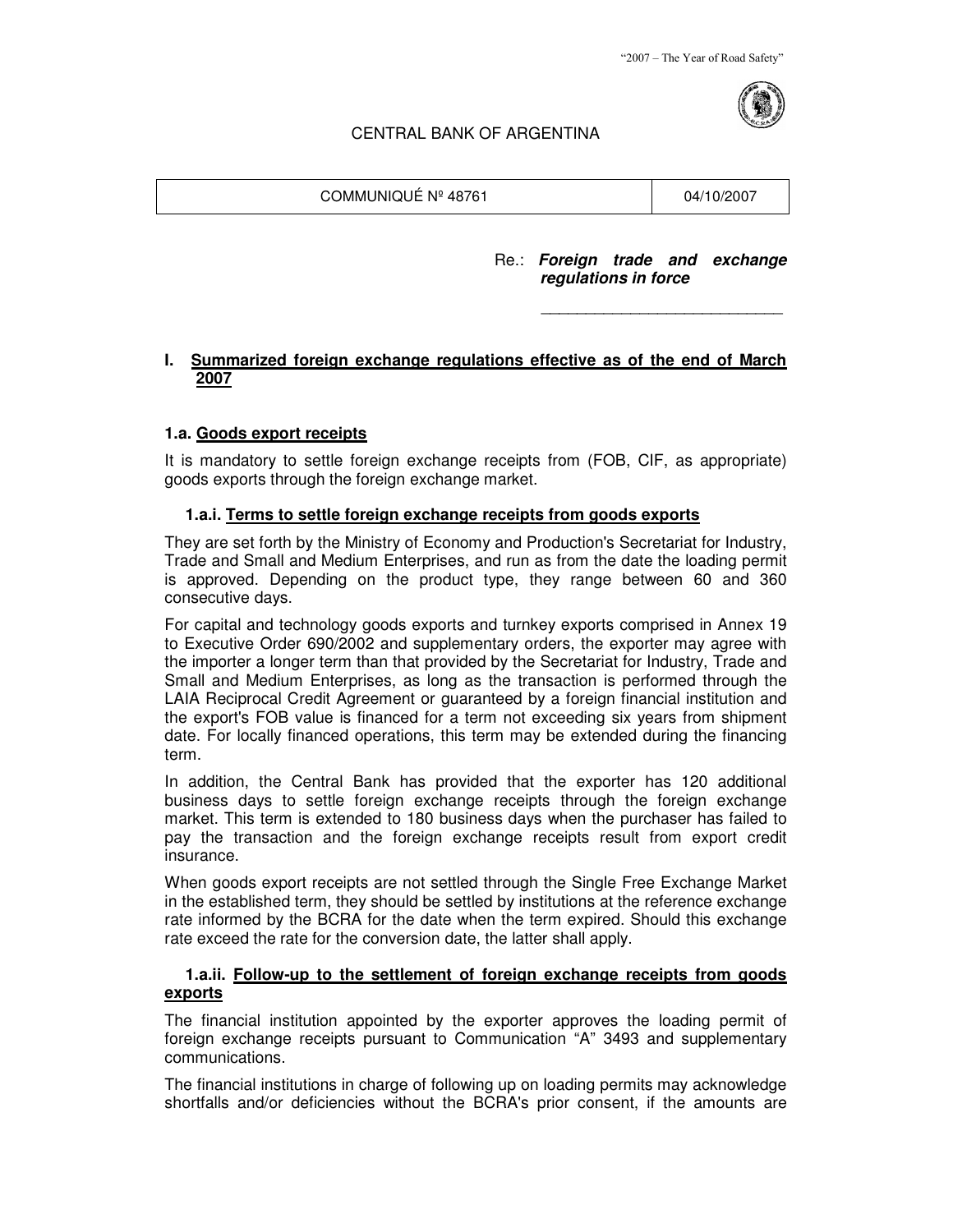"2007 – The Year of Road Safety"

CENTRAL BANK OF ARGENTINA

| COMMUNIQUÉ Nº 48761 | 04/10/2007 |
| --- | --- |

Re.: ***Foreign trade and exchange regulations in force***

## I. Summarized foreign exchange regulations effective as of the end of March 2007

### 1.a. Goods export receipts

It is mandatory to settle foreign exchange receipts from (FOB, CIF, as appropriate) goods exports through the foreign exchange market.

#### 1.a.i. Terms to settle foreign exchange receipts from goods exports

They are set forth by the Ministry of Economy and Production's Secretariat for Industry, Trade and Small and Medium Enterprises, and run as from the date the loading permit is approved. Depending on the product type, they range between 60 and 360 consecutive days.

For capital and technology goods exports and turnkey exports comprised in Annex 19 to Executive Order 690/2002 and supplementary orders, the exporter may agree with the importer a longer term than that provided by the Secretariat for Industry, Trade and Small and Medium Enterprises, as long as the transaction is performed through the LAIA Reciprocal Credit Agreement or guaranteed by a foreign financial institution and the export's FOB value is financed for a term not exceeding six years from shipment date. For locally financed operations, this term may be extended during the financing term.

In addition, the Central Bank has provided that the exporter has 120 additional business days to settle foreign exchange receipts through the foreign exchange market. This term is extended to 180 business days when the purchaser has failed to pay the transaction and the foreign exchange receipts result from export credit insurance.

When goods export receipts are not settled through the Single Free Exchange Market in the established term, they should be settled by institutions at the reference exchange rate informed by the BCRA for the date when the term expired. Should this exchange rate exceed the rate for the conversion date, the latter shall apply.

#### 1.a.ii. Follow-up to the settlement of foreign exchange receipts from goods exports

The financial institution appointed by the exporter approves the loading permit of foreign exchange receipts pursuant to Communication "A" 3493 and supplementary communications.

The financial institutions in charge of following up on loading permits may acknowledge shortfalls and/or deficiencies without the BCRA's prior consent, if the amounts are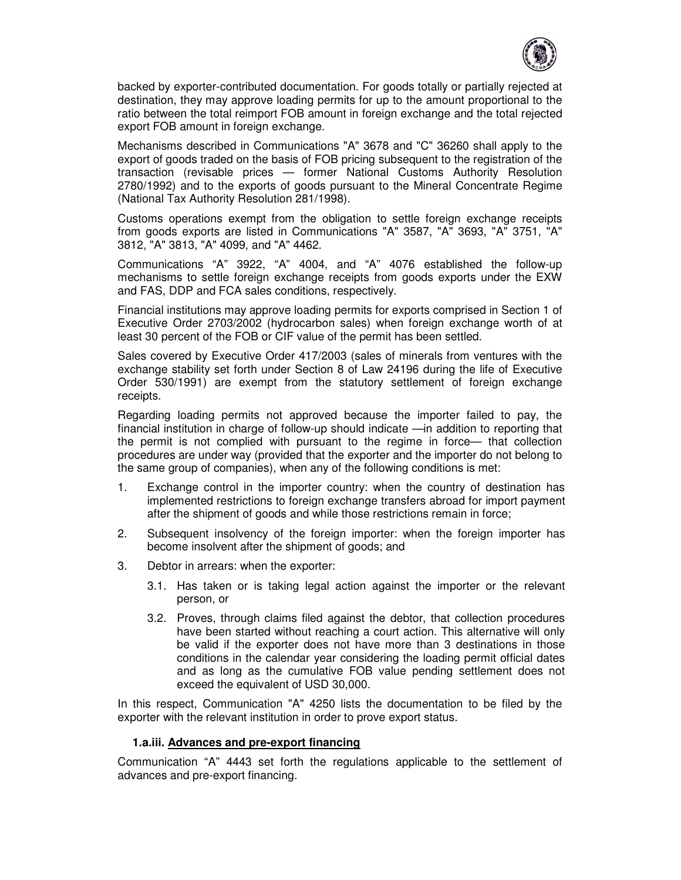backed by exporter-contributed documentation. For goods totally or partially rejected at destination, they may approve loading permits for up to the amount proportional to the ratio between the total reimport FOB amount in foreign exchange and the total rejected export FOB amount in foreign exchange.

Mechanisms described in Communications "A" 3678 and "C" 36260 shall apply to the export of goods traded on the basis of FOB pricing subsequent to the registration of the transaction (revisable prices — former National Customs Authority Resolution 2780/1992) and to the exports of goods pursuant to the Mineral Concentrate Regime (National Tax Authority Resolution 281/1998).

Customs operations exempt from the obligation to settle foreign exchange receipts from goods exports are listed in Communications "A" 3587, "A" 3693, "A" 3751, "A" 3812, "A" 3813, "A" 4099, and "A" 4462.

Communications "A" 3922, "A" 4004, and "A" 4076 established the follow-up mechanisms to settle foreign exchange receipts from goods exports under the EXW and FAS, DDP and FCA sales conditions, respectively.

Financial institutions may approve loading permits for exports comprised in Section 1 of Executive Order 2703/2002 (hydrocarbon sales) when foreign exchange worth of at least 30 percent of the FOB or CIF value of the permit has been settled.

Sales covered by Executive Order 417/2003 (sales of minerals from ventures with the exchange stability set forth under Section 8 of Law 24196 during the life of Executive Order 530/1991) are exempt from the statutory settlement of foreign exchange receipts.

Regarding loading permits not approved because the importer failed to pay, the financial institution in charge of follow-up should indicate —in addition to reporting that the permit is not complied with pursuant to the regime in force— that collection procedures are under way (provided that the exporter and the importer do not belong to the same group of companies), when any of the following conditions is met:

1. Exchange control in the importer country: when the country of destination has implemented restrictions to foreign exchange transfers abroad for import payment after the shipment of goods and while those restrictions remain in force;
2. Subsequent insolvency of the foreign importer: when the foreign importer has become insolvent after the shipment of goods; and
3. Debtor in arrears: when the exporter:
    - 3.1. Has taken or is taking legal action against the importer or the relevant person, or
    - 3.2. Proves, through claims filed against the debtor, that collection procedures have been started without reaching a court action. This alternative will only be valid if the exporter does not have more than 3 destinations in those conditions in the calendar year considering the loading permit official dates and as long as the cumulative FOB value pending settlement does not exceed the equivalent of USD 30,000.

In this respect, Communication "A" 4250 lists the documentation to be filed by the exporter with the relevant institution in order to prove export status.

#### 1.a.iii. Advances and pre-export financing

Communication "A" 4443 set forth the regulations applicable to the settlement of advances and pre-export financing.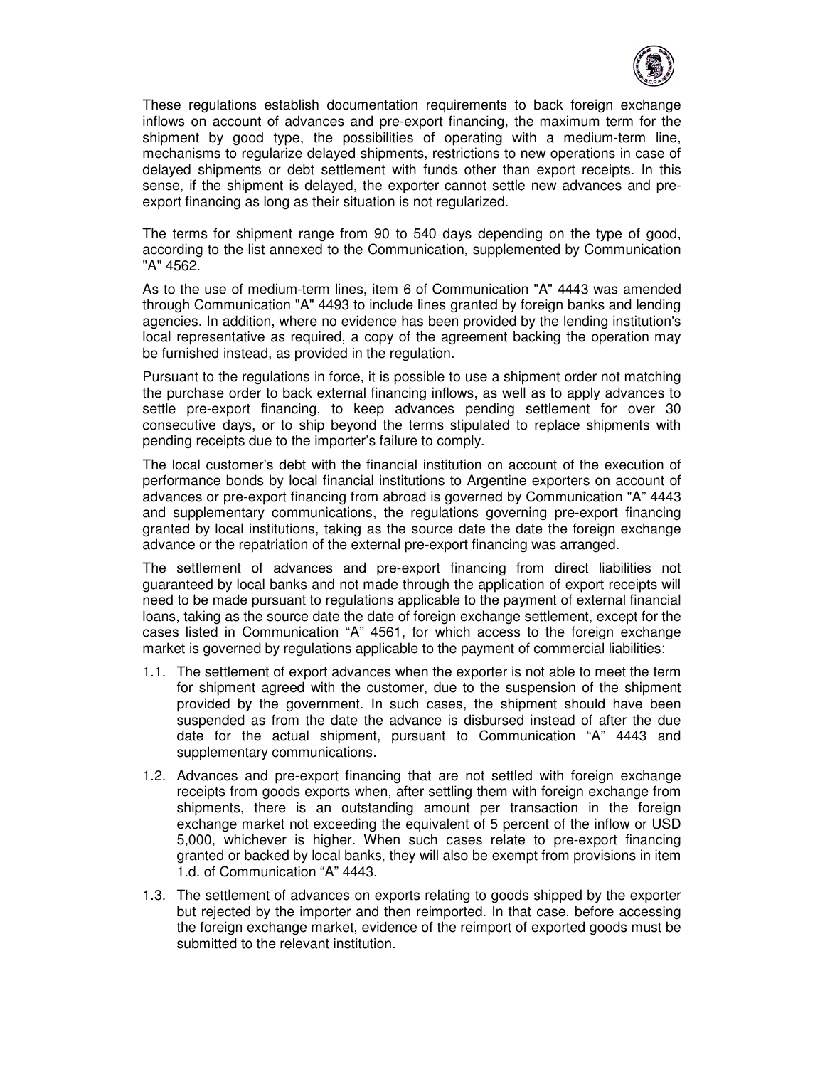These regulations establish documentation requirements to back foreign exchange inflows on account of advances and pre-export financing, the maximum term for the shipment by good type, the possibilities of operating with a medium-term line, mechanisms to regularize delayed shipments, restrictions to new operations in case of delayed shipments or debt settlement with funds other than export receipts. In this sense, if the shipment is delayed, the exporter cannot settle new advances and pre-export financing as long as their situation is not regularized.

The terms for shipment range from 90 to 540 days depending on the type of good, according to the list annexed to the Communication, supplemented by Communication "A" 4562.

As to the use of medium-term lines, item 6 of Communication "A" 4443 was amended through Communication "A" 4493 to include lines granted by foreign banks and lending agencies. In addition, where no evidence has been provided by the lending institution's local representative as required, a copy of the agreement backing the operation may be furnished instead, as provided in the regulation.

Pursuant to the regulations in force, it is possible to use a shipment order not matching the purchase order to back external financing inflows, as well as to apply advances to settle pre-export financing, to keep advances pending settlement for over 30 consecutive days, or to ship beyond the terms stipulated to replace shipments with pending receipts due to the importer's failure to comply.

The local customer's debt with the financial institution on account of the execution of performance bonds by local financial institutions to Argentine exporters on account of advances or pre-export financing from abroad is governed by Communication "A" 4443 and supplementary communications, the regulations governing pre-export financing granted by local institutions, taking as the source date the date the foreign exchange advance or the repatriation of the external pre-export financing was arranged.

The settlement of advances and pre-export financing from direct liabilities not guaranteed by local banks and not made through the application of export receipts will need to be made pursuant to regulations applicable to the payment of external financial loans, taking as the source date the date of foreign exchange settlement, except for the cases listed in Communication "A" 4561, for which access to the foreign exchange market is governed by regulations applicable to the payment of commercial liabilities:

1.1. The settlement of export advances when the exporter is not able to meet the term for shipment agreed with the customer, due to the suspension of the shipment provided by the government. In such cases, the shipment should have been suspended as from the date the advance is disbursed instead of after the due date for the actual shipment, pursuant to Communication "A" 4443 and supplementary communications.

1.2. Advances and pre-export financing that are not settled with foreign exchange receipts from goods exports when, after settling them with foreign exchange from shipments, there is an outstanding amount per transaction in the foreign exchange market not exceeding the equivalent of 5 percent of the inflow or USD 5,000, whichever is higher. When such cases relate to pre-export financing granted or backed by local banks, they will also be exempt from provisions in item 1.d. of Communication "A" 4443.

1.3. The settlement of advances on exports relating to goods shipped by the exporter but rejected by the importer and then reimported. In that case, before accessing the foreign exchange market, evidence of the reimport of exported goods must be submitted to the relevant institution.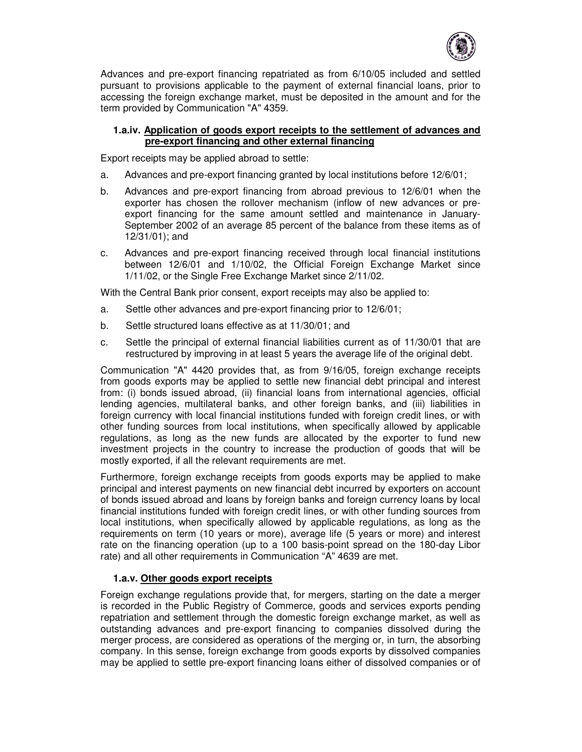Advances and pre-export financing repatriated as from 6/10/05 included and settled pursuant to provisions applicable to the payment of external financial loans, prior to accessing the foreign exchange market, must be deposited in the amount and for the term provided by Communication "A" 4359.

#### 1.a.iv. Application of goods export receipts to the settlement of advances and pre-export financing and other external financing

Export receipts may be applied abroad to settle:

a. Advances and pre-export financing granted by local institutions before 12/6/01;

b. Advances and pre-export financing from abroad previous to 12/6/01 when the exporter has chosen the rollover mechanism (inflow of new advances or pre-export financing for the same amount settled and maintenance in January-September 2002 of an average 85 percent of the balance from these items as of 12/31/01); and

c. Advances and pre-export financing received through local financial institutions between 12/6/01 and 1/10/02, the Official Foreign Exchange Market since 1/11/02, or the Single Free Exchange Market since 2/11/02.

With the Central Bank prior consent, export receipts may also be applied to:

a. Settle other advances and pre-export financing prior to 12/6/01;

b. Settle structured loans effective as at 11/30/01; and

c. Settle the principal of external financial liabilities current as of 11/30/01 that are restructured by improving in at least 5 years the average life of the original debt.

Communication "A" 4420 provides that, as from 9/16/05, foreign exchange receipts from goods exports may be applied to settle new financial debt principal and interest from: (i) bonds issued abroad, (ii) financial loans from international agencies, official lending agencies, multilateral banks, and other foreign banks, and (iii) liabilities in foreign currency with local financial institutions funded with foreign credit lines, or with other funding sources from local institutions, when specifically allowed by applicable regulations, as long as the new funds are allocated by the exporter to fund new investment projects in the country to increase the production of goods that will be mostly exported, if all the relevant requirements are met.

Furthermore, foreign exchange receipts from goods exports may be applied to make principal and interest payments on new financial debt incurred by exporters on account of bonds issued abroad and loans by foreign banks and foreign currency loans by local financial institutions funded with foreign credit lines, or with other funding sources from local institutions, when specifically allowed by applicable regulations, as long as the requirements on term (10 years or more), average life (5 years or more) and interest rate on the financing operation (up to a 100 basis-point spread on the 180-day Libor rate) and all other requirements in Communication "A" 4639 are met.

#### 1.a.v. Other goods export receipts

Foreign exchange regulations provide that, for mergers, starting on the date a merger is recorded in the Public Registry of Commerce, goods and services exports pending repatriation and settlement through the domestic foreign exchange market, as well as outstanding advances and pre-export financing to companies dissolved during the merger process, are considered as operations of the merging or, in turn, the absorbing company. In this sense, foreign exchange from goods exports by dissolved companies may be applied to settle pre-export financing loans either of dissolved companies or of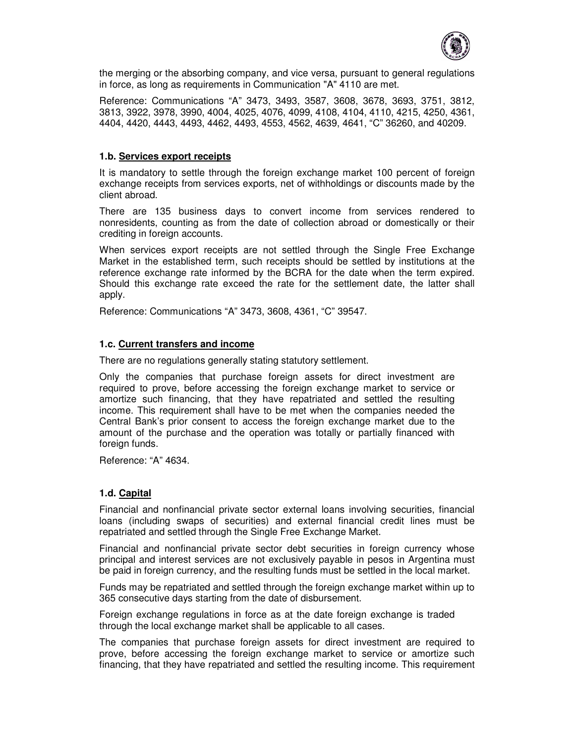the merging or the absorbing company, and vice versa, pursuant to general regulations in force, as long as requirements in Communication "A" 4110 are met.

Reference: Communications “A” 3473, 3493, 3587, 3608, 3678, 3693, 3751, 3812, 3813, 3922, 3978, 3990, 4004, 4025, 4076, 4099, 4108, 4104, 4110, 4215, 4250, 4361, 4404, 4420, 4443, 4493, 4462, 4493, 4553, 4562, 4639, 4641, “C” 36260, and 40209.

### 1.b. Services export receipts

It is mandatory to settle through the foreign exchange market 100 percent of foreign exchange receipts from services exports, net of withholdings or discounts made by the client abroad.

There are 135 business days to convert income from services rendered to nonresidents, counting as from the date of collection abroad or domestically or their crediting in foreign accounts.

When services export receipts are not settled through the Single Free Exchange Market in the established term, such receipts should be settled by institutions at the reference exchange rate informed by the BCRA for the date when the term expired. Should this exchange rate exceed the rate for the settlement date, the latter shall apply.

Reference: Communications “A” 3473, 3608, 4361, “C” 39547.

### 1.c. Current transfers and income

There are no regulations generally stating statutory settlement.

Only the companies that purchase foreign assets for direct investment are required to prove, before accessing the foreign exchange market to service or amortize such financing, that they have repatriated and settled the resulting income. This requirement shall have to be met when the companies needed the Central Bank’s prior consent to access the foreign exchange market due to the amount of the purchase and the operation was totally or partially financed with foreign funds.

Reference: “A” 4634.

### 1.d. Capital

Financial and nonfinancial private sector external loans involving securities, financial loans (including swaps of securities) and external financial credit lines must be repatriated and settled through the Single Free Exchange Market.

Financial and nonfinancial private sector debt securities in foreign currency whose principal and interest services are not exclusively payable in pesos in Argentina must be paid in foreign currency, and the resulting funds must be settled in the local market.

Funds may be repatriated and settled through the foreign exchange market within up to 365 consecutive days starting from the date of disbursement.

Foreign exchange regulations in force as at the date foreign exchange is traded through the local exchange market shall be applicable to all cases.

The companies that purchase foreign assets for direct investment are required to prove, before accessing the foreign exchange market to service or amortize such financing, that they have repatriated and settled the resulting income. This requirement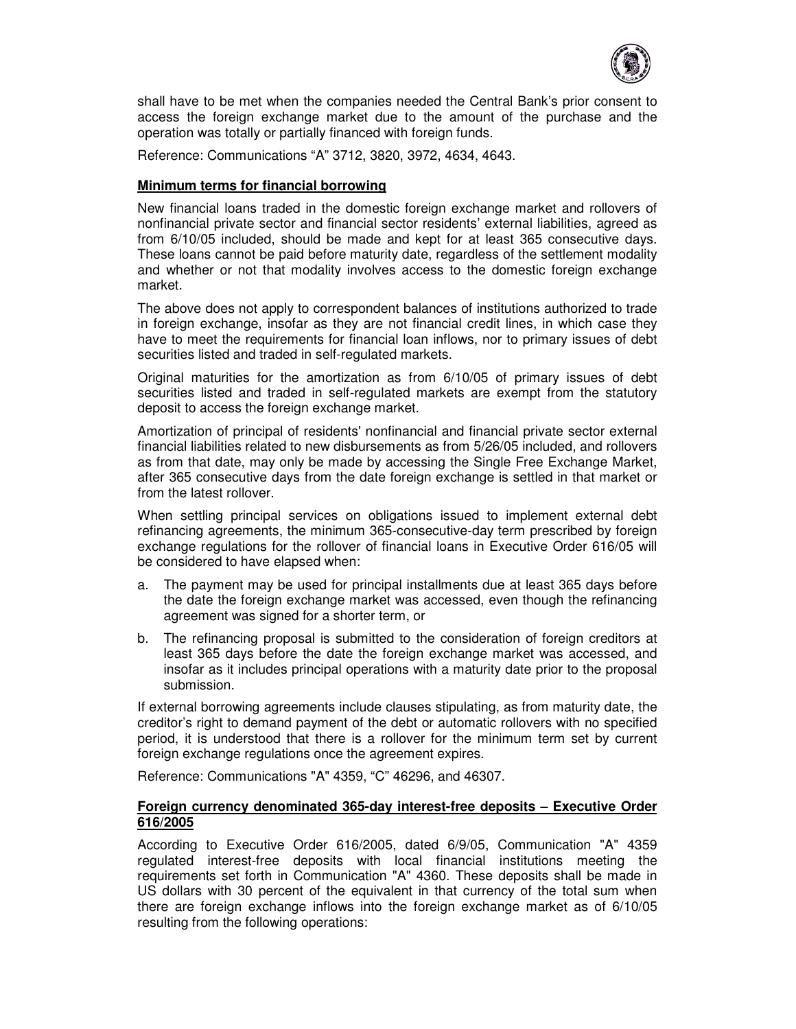shall have to be met when the companies needed the Central Bank's prior consent to access the foreign exchange market due to the amount of the purchase and the operation was totally or partially financed with foreign funds.

Reference: Communications "A" 3712, 3820, 3972, 4634, 4643.

**Minimum terms for financial borrowing**

New financial loans traded in the domestic foreign exchange market and rollovers of nonfinancial private sector and financial sector residents' external liabilities, agreed as from 6/10/05 included, should be made and kept for at least 365 consecutive days. These loans cannot be paid before maturity date, regardless of the settlement modality and whether or not that modality involves access to the domestic foreign exchange market.

The above does not apply to correspondent balances of institutions authorized to trade in foreign exchange, insofar as they are not financial credit lines, in which case they have to meet the requirements for financial loan inflows, nor to primary issues of debt securities listed and traded in self-regulated markets.

Original maturities for the amortization as from 6/10/05 of primary issues of debt securities listed and traded in self-regulated markets are exempt from the statutory deposit to access the foreign exchange market.

Amortization of principal of residents' nonfinancial and financial private sector external financial liabilities related to new disbursements as from 5/26/05 included, and rollovers as from that date, may only be made by accessing the Single Free Exchange Market, after 365 consecutive days from the date foreign exchange is settled in that market or from the latest rollover.

When settling principal services on obligations issued to implement external debt refinancing agreements, the minimum 365-consecutive-day term prescribed by foreign exchange regulations for the rollover of financial loans in Executive Order 616/05 will be considered to have elapsed when:

a. The payment may be used for principal installments due at least 365 days before the date the foreign exchange market was accessed, even though the refinancing agreement was signed for a shorter term, or
b. The refinancing proposal is submitted to the consideration of foreign creditors at least 365 days before the date the foreign exchange market was accessed, and insofar as it includes principal operations with a maturity date prior to the proposal submission.

If external borrowing agreements include clauses stipulating, as from maturity date, the creditor's right to demand payment of the debt or automatic rollovers with no specified period, it is understood that there is a rollover for the minimum term set by current foreign exchange regulations once the agreement expires.

Reference: Communications "A" 4359, "C" 46296, and 46307.

**Foreign currency denominated 365-day interest-free deposits – Executive Order 616/2005**

According to Executive Order 616/2005, dated 6/9/05, Communication "A" 4359 regulated interest-free deposits with local financial institutions meeting the requirements set forth in Communication "A" 4360. These deposits shall be made in US dollars with 30 percent of the equivalent in that currency of the total sum when there are foreign exchange inflows into the foreign exchange market as of 6/10/05 resulting from the following operations: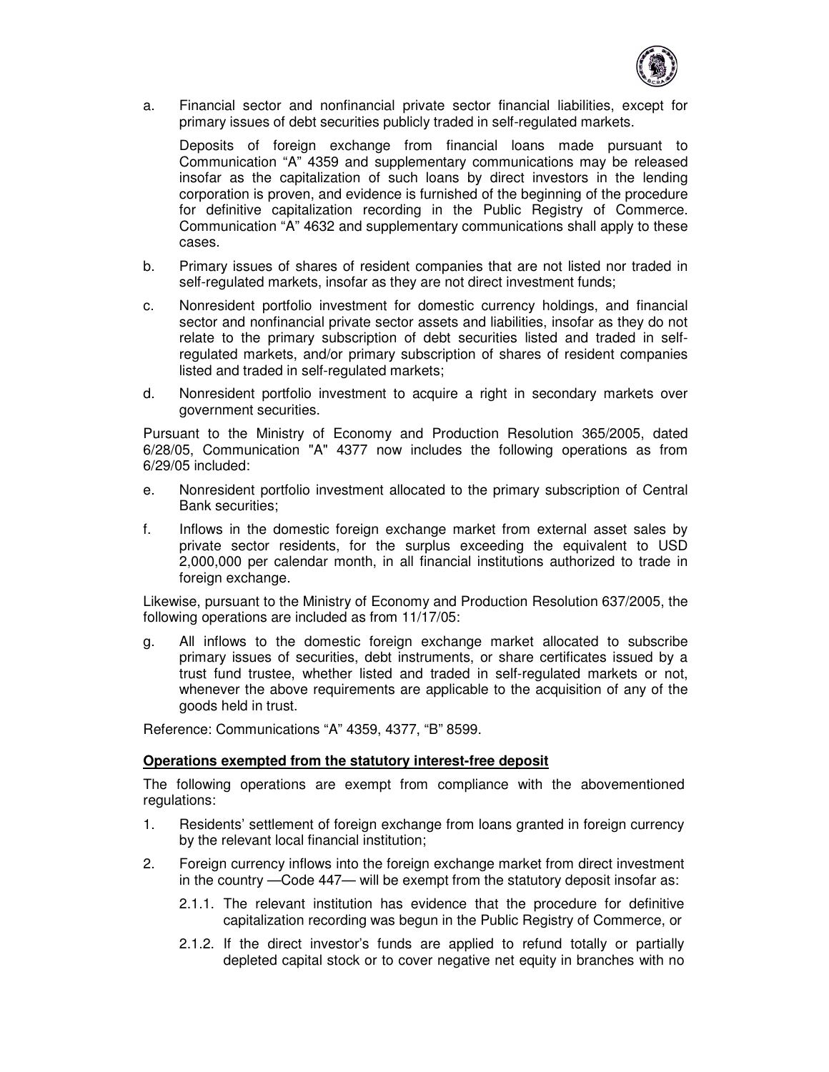a. Financial sector and nonfinancial private sector financial liabilities, except for primary issues of debt securities publicly traded in self-regulated markets.

   Deposits of foreign exchange from financial loans made pursuant to Communication "A" 4359 and supplementary communications may be released insofar as the capitalization of such loans by direct investors in the lending corporation is proven, and evidence is furnished of the beginning of the procedure for definitive capitalization recording in the Public Registry of Commerce. Communication "A" 4632 and supplementary communications shall apply to these cases.

b. Primary issues of shares of resident companies that are not listed nor traded in self-regulated markets, insofar as they are not direct investment funds;

c. Nonresident portfolio investment for domestic currency holdings, and financial sector and nonfinancial private sector assets and liabilities, insofar as they do not relate to the primary subscription of debt securities listed and traded in self-regulated markets, and/or primary subscription of shares of resident companies listed and traded in self-regulated markets;

d. Nonresident portfolio investment to acquire a right in secondary markets over government securities.

Pursuant to the Ministry of Economy and Production Resolution 365/2005, dated 6/28/05, Communication "A" 4377 now includes the following operations as from 6/29/05 included:

e. Nonresident portfolio investment allocated to the primary subscription of Central Bank securities;

f. Inflows in the domestic foreign exchange market from external asset sales by private sector residents, for the surplus exceeding the equivalent to USD 2,000,000 per calendar month, in all financial institutions authorized to trade in foreign exchange.

Likewise, pursuant to the Ministry of Economy and Production Resolution 637/2005, the following operations are included as from 11/17/05:

g. All inflows to the domestic foreign exchange market allocated to subscribe primary issues of securities, debt instruments, or share certificates issued by a trust fund trustee, whether listed and traded in self-regulated markets or not, whenever the above requirements are applicable to the acquisition of any of the goods held in trust.

Reference: Communications "A" 4359, 4377, "B" 8599.

**Operations exempted from the statutory interest-free deposit**

The following operations are exempt from compliance with the abovementioned regulations:

1. Residents' settlement of foreign exchange from loans granted in foreign currency by the relevant local financial institution;

2. Foreign currency inflows into the foreign exchange market from direct investment in the country —Code 447— will be exempt from the statutory deposit insofar as:

   2.1.1. The relevant institution has evidence that the procedure for definitive capitalization recording was begun in the Public Registry of Commerce, or

   2.1.2. If the direct investor's funds are applied to refund totally or partially depleted capital stock or to cover negative net equity in branches with no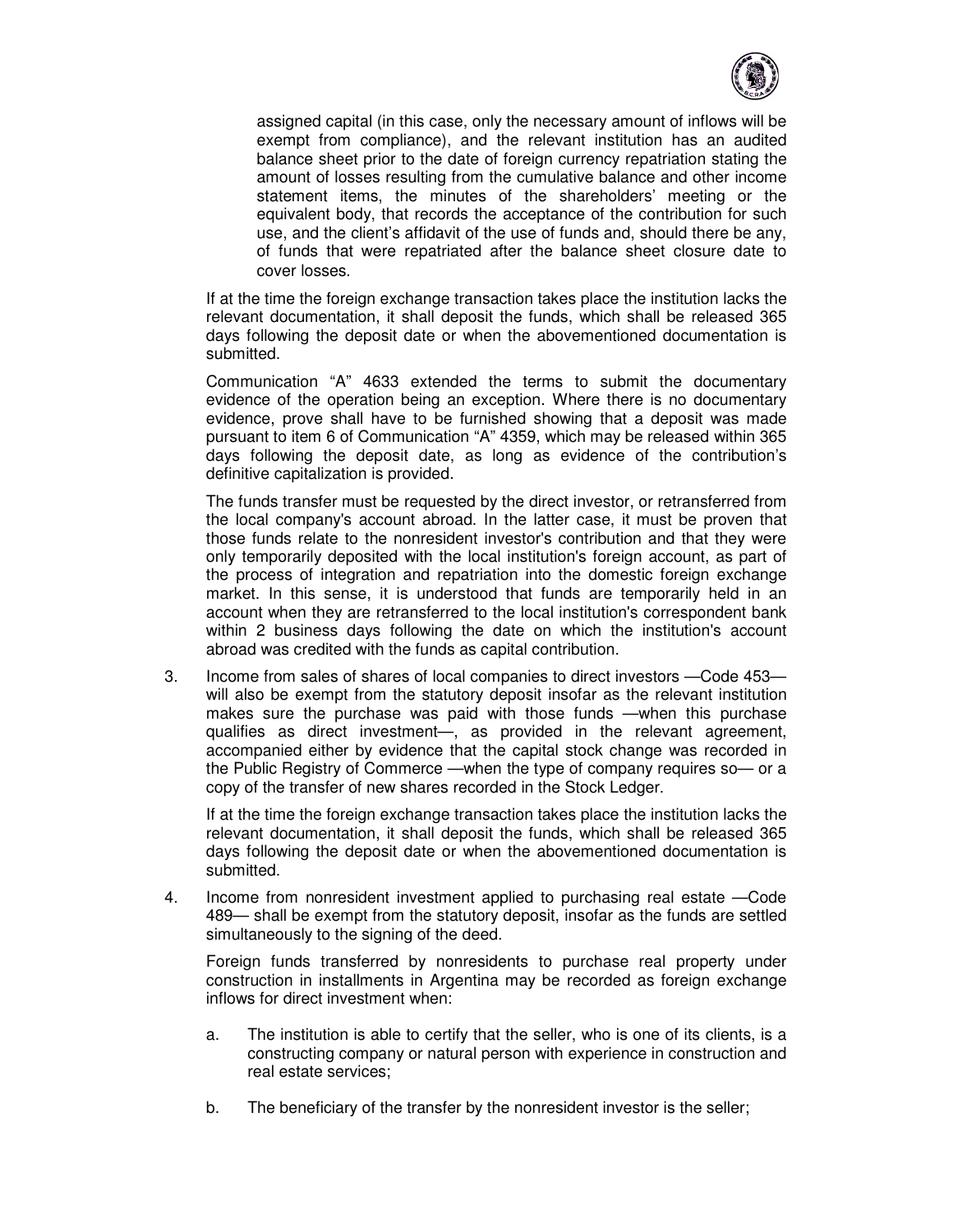assigned capital (in this case, only the necessary amount of inflows will be exempt from compliance), and the relevant institution has an audited balance sheet prior to the date of foreign currency repatriation stating the amount of losses resulting from the cumulative balance and other income statement items, the minutes of the shareholders' meeting or the equivalent body, that records the acceptance of the contribution for such use, and the client's affidavit of the use of funds and, should there be any, of funds that were repatriated after the balance sheet closure date to cover losses.

If at the time the foreign exchange transaction takes place the institution lacks the relevant documentation, it shall deposit the funds, which shall be released 365 days following the deposit date or when the abovementioned documentation is submitted.

Communication "A" 4633 extended the terms to submit the documentary evidence of the operation being an exception. Where there is no documentary evidence, prove shall have to be furnished showing that a deposit was made pursuant to item 6 of Communication "A" 4359, which may be released within 365 days following the deposit date, as long as evidence of the contribution's definitive capitalization is provided.

The funds transfer must be requested by the direct investor, or retransferred from the local company's account abroad. In the latter case, it must be proven that those funds relate to the nonresident investor's contribution and that they were only temporarily deposited with the local institution's foreign account, as part of the process of integration and repatriation into the domestic foreign exchange market. In this sense, it is understood that funds are temporarily held in an account when they are retransferred to the local institution's correspondent bank within 2 business days following the date on which the institution's account abroad was credited with the funds as capital contribution.

3. Income from sales of shares of local companies to direct investors —Code 453— will also be exempt from the statutory deposit insofar as the relevant institution makes sure the purchase was paid with those funds —when this purchase qualifies as direct investment—, as provided in the relevant agreement, accompanied either by evidence that the capital stock change was recorded in the Public Registry of Commerce —when the type of company requires so— or a copy of the transfer of new shares recorded in the Stock Ledger.

   If at the time the foreign exchange transaction takes place the institution lacks the relevant documentation, it shall deposit the funds, which shall be released 365 days following the deposit date or when the abovementioned documentation is submitted.

4. Income from nonresident investment applied to purchasing real estate —Code 489— shall be exempt from the statutory deposit, insofar as the funds are settled simultaneously to the signing of the deed.

   Foreign funds transferred by nonresidents to purchase real property under construction in installments in Argentina may be recorded as foreign exchange inflows for direct investment when:

   a. The institution is able to certify that the seller, who is one of its clients, is a constructing company or natural person with experience in construction and real estate services;

   b. The beneficiary of the transfer by the nonresident investor is the seller;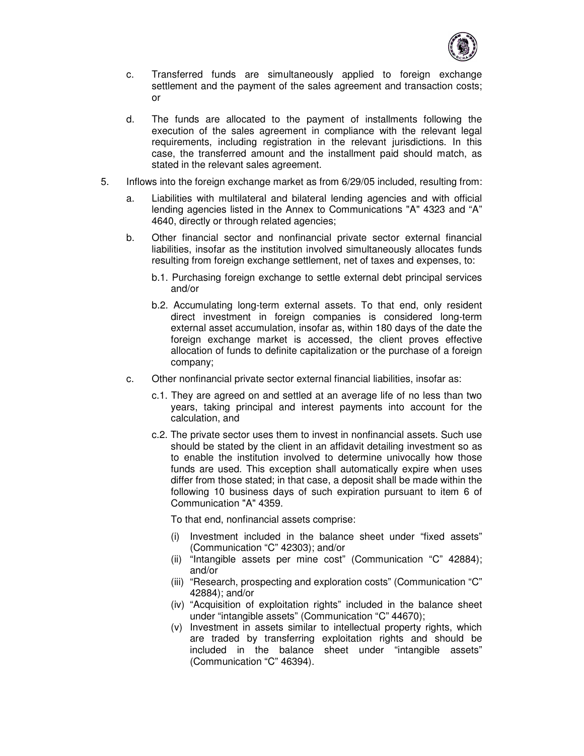c. Transferred funds are simultaneously applied to foreign exchange settlement and the payment of the sales agreement and transaction costs; or

d. The funds are allocated to the payment of installments following the execution of the sales agreement in compliance with the relevant legal requirements, including registration in the relevant jurisdictions. In this case, the transferred amount and the installment paid should match, as stated in the relevant sales agreement.

5. Inflows into the foreign exchange market as from 6/29/05 included, resulting from:

   a. Liabilities with multilateral and bilateral lending agencies and with official lending agencies listed in the Annex to Communications "A" 4323 and "A" 4640, directly or through related agencies;

   b. Other financial sector and nonfinancial private sector external financial liabilities, insofar as the institution involved simultaneously allocates funds resulting from foreign exchange settlement, net of taxes and expenses, to:

      b.1. Purchasing foreign exchange to settle external debt principal services and/or

      b.2. Accumulating long-term external assets. To that end, only resident direct investment in foreign companies is considered long-term external asset accumulation, insofar as, within 180 days of the date the foreign exchange market is accessed, the client proves effective allocation of funds to definite capitalization or the purchase of a foreign company;

   c. Other nonfinancial private sector external financial liabilities, insofar as:

      c.1. They are agreed on and settled at an average life of no less than two years, taking principal and interest payments into account for the calculation, and

      c.2. The private sector uses them to invest in nonfinancial assets. Such use should be stated by the client in an affidavit detailing investment so as to enable the institution involved to determine univocally how those funds are used. This exception shall automatically expire when uses differ from those stated; in that case, a deposit shall be made within the following 10 business days of such expiration pursuant to item 6 of Communication "A" 4359.

      To that end, nonfinancial assets comprise:

      (i) Investment included in the balance sheet under "fixed assets" (Communication "C" 42303); and/or
      (ii) "Intangible assets per mine cost" (Communication "C" 42884); and/or
      (iii) "Research, prospecting and exploration costs" (Communication "C" 42884); and/or
      (iv) "Acquisition of exploitation rights" included in the balance sheet under "intangible assets" (Communication "C" 44670);
      (v) Investment in assets similar to intellectual property rights, which are traded by transferring exploitation rights and should be included in the balance sheet under "intangible assets" (Communication "C" 46394).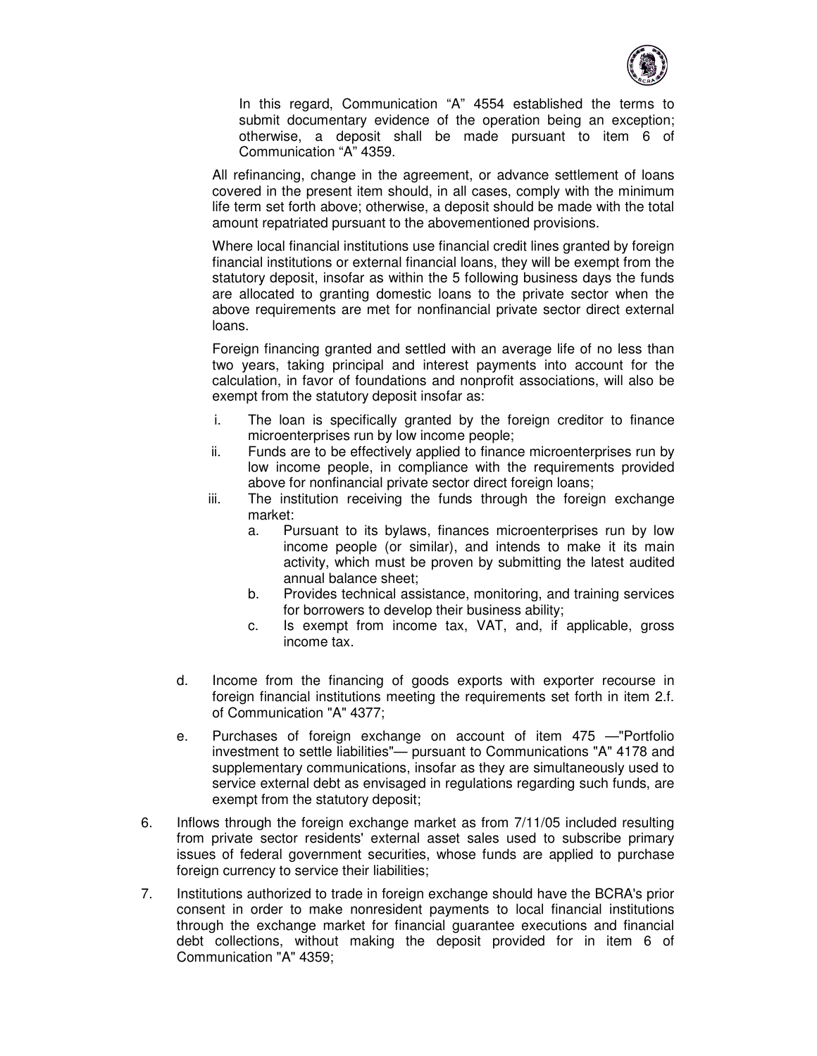In this regard, Communication "A" 4554 established the terms to submit documentary evidence of the operation being an exception; otherwise, a deposit shall be made pursuant to item 6 of Communication "A" 4359.

All refinancing, change in the agreement, or advance settlement of loans covered in the present item should, in all cases, comply with the minimum life term set forth above; otherwise, a deposit should be made with the total amount repatriated pursuant to the abovementioned provisions.

Where local financial institutions use financial credit lines granted by foreign financial institutions or external financial loans, they will be exempt from the statutory deposit, insofar as within the 5 following business days the funds are allocated to granting domestic loans to the private sector when the above requirements are met for nonfinancial private sector direct external loans.

Foreign financing granted and settled with an average life of no less than two years, taking principal and interest payments into account for the calculation, in favor of foundations and nonprofit associations, will also be exempt from the statutory deposit insofar as:

i. The loan is specifically granted by the foreign creditor to finance microenterprises run by low income people;
ii. Funds are to be effectively applied to finance microenterprises run by low income people, in compliance with the requirements provided above for nonfinancial private sector direct foreign loans;
iii. The institution receiving the funds through the foreign exchange market:
    a. Pursuant to its bylaws, finances microenterprises run by low income people (or similar), and intends to make it its main activity, which must be proven by submitting the latest audited annual balance sheet;
    b. Provides technical assistance, monitoring, and training services for borrowers to develop their business ability;
    c. Is exempt from income tax, VAT, and, if applicable, gross income tax.

d. Income from the financing of goods exports with exporter recourse in foreign financial institutions meeting the requirements set forth in item 2.f. of Communication "A" 4377;

e. Purchases of foreign exchange on account of item 475 —"Portfolio investment to settle liabilities"— pursuant to Communications "A" 4178 and supplementary communications, insofar as they are simultaneously used to service external debt as envisaged in regulations regarding such funds, are exempt from the statutory deposit;

6. Inflows through the foreign exchange market as from 7/11/05 included resulting from private sector residents' external asset sales used to subscribe primary issues of federal government securities, whose funds are applied to purchase foreign currency to service their liabilities;

7. Institutions authorized to trade in foreign exchange should have the BCRA's prior consent in order to make nonresident payments to local financial institutions through the exchange market for financial guarantee executions and financial debt collections, without making the deposit provided for in item 6 of Communication "A" 4359;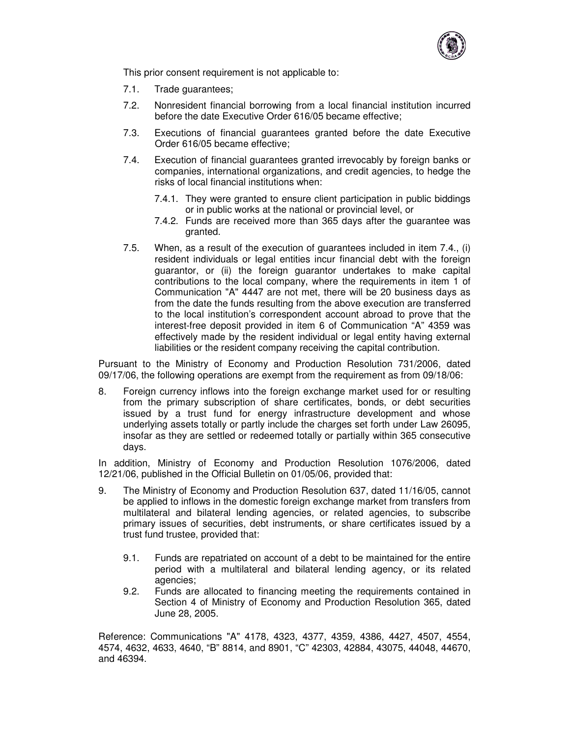This prior consent requirement is not applicable to:

7.1. Trade guarantees;

7.2. Nonresident financial borrowing from a local financial institution incurred before the date Executive Order 616/05 became effective;

7.3. Executions of financial guarantees granted before the date Executive Order 616/05 became effective;

7.4. Execution of financial guarantees granted irrevocably by foreign banks or companies, international organizations, and credit agencies, to hedge the risks of local financial institutions when:

   7.4.1. They were granted to ensure client participation in public biddings or in public works at the national or provincial level, or

   7.4.2. Funds are received more than 365 days after the guarantee was granted.

7.5. When, as a result of the execution of guarantees included in item 7.4., (i) resident individuals or legal entities incur financial debt with the foreign guarantor, or (ii) the foreign guarantor undertakes to make capital contributions to the local company, where the requirements in item 1 of Communication "A" 4447 are not met, there will be 20 business days as from the date the funds resulting from the above execution are transferred to the local institution's correspondent account abroad to prove that the interest-free deposit provided in item 6 of Communication "A" 4359 was effectively made by the resident individual or legal entity having external liabilities or the resident company receiving the capital contribution.

Pursuant to the Ministry of Economy and Production Resolution 731/2006, dated 09/17/06, the following operations are exempt from the requirement as from 09/18/06:

8. Foreign currency inflows into the foreign exchange market used for or resulting from the primary subscription of share certificates, bonds, or debt securities issued by a trust fund for energy infrastructure development and whose underlying assets totally or partly include the charges set forth under Law 26095, insofar as they are settled or redeemed totally or partially within 365 consecutive days.

In addition, Ministry of Economy and Production Resolution 1076/2006, dated 12/21/06, published in the Official Bulletin on 01/05/06, provided that:

9. The Ministry of Economy and Production Resolution 637, dated 11/16/05, cannot be applied to inflows in the domestic foreign exchange market from transfers from multilateral and bilateral lending agencies, or related agencies, to subscribe primary issues of securities, debt instruments, or share certificates issued by a trust fund trustee, provided that:

   9.1. Funds are repatriated on account of a debt to be maintained for the entire period with a multilateral and bilateral lending agency, or its related agencies;

   9.2. Funds are allocated to financing meeting the requirements contained in Section 4 of Ministry of Economy and Production Resolution 365, dated June 28, 2005.

Reference: Communications "A" 4178, 4323, 4377, 4359, 4386, 4427, 4507, 4554, 4574, 4632, 4633, 4640, "B" 8814, and 8901, "C" 42303, 42884, 43075, 44048, 44670, and 46394.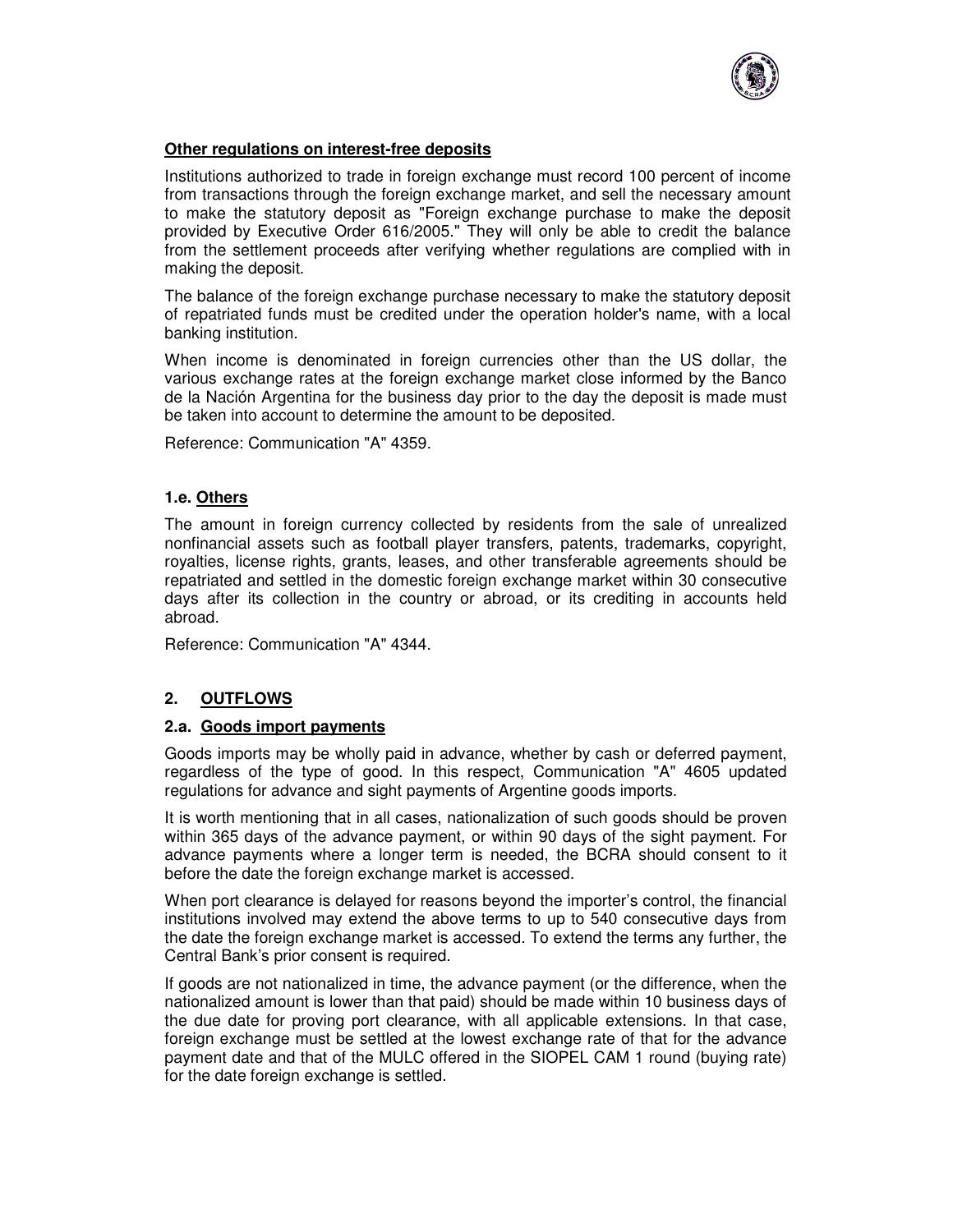**Other regulations on interest-free deposits**

Institutions authorized to trade in foreign exchange must record 100 percent of income from transactions through the foreign exchange market, and sell the necessary amount to make the statutory deposit as "Foreign exchange purchase to make the deposit provided by Executive Order 616/2005." They will only be able to credit the balance from the settlement proceeds after verifying whether regulations are complied with in making the deposit.

The balance of the foreign exchange purchase necessary to make the statutory deposit of repatriated funds must be credited under the operation holder's name, with a local banking institution.

When income is denominated in foreign currencies other than the US dollar, the various exchange rates at the foreign exchange market close informed by the Banco de la Nación Argentina for the business day prior to the day the deposit is made must be taken into account to determine the amount to be deposited.

Reference: Communication "A" 4359.

### 1.e. Others

The amount in foreign currency collected by residents from the sale of unrealized nonfinancial assets such as football player transfers, patents, trademarks, copyright, royalties, license rights, grants, leases, and other transferable agreements should be repatriated and settled in the domestic foreign exchange market within 30 consecutive days after its collection in the country or abroad, or its crediting in accounts held abroad.

Reference: Communication "A" 4344.

## 2. OUTFLOWS

### 2.a. Goods import payments

Goods imports may be wholly paid in advance, whether by cash or deferred payment, regardless of the type of good. In this respect, Communication "A" 4605 updated regulations for advance and sight payments of Argentine goods imports.

It is worth mentioning that in all cases, nationalization of such goods should be proven within 365 days of the advance payment, or within 90 days of the sight payment. For advance payments where a longer term is needed, the BCRA should consent to it before the date the foreign exchange market is accessed.

When port clearance is delayed for reasons beyond the importer's control, the financial institutions involved may extend the above terms to up to 540 consecutive days from the date the foreign exchange market is accessed. To extend the terms any further, the Central Bank's prior consent is required.

If goods are not nationalized in time, the advance payment (or the difference, when the nationalized amount is lower than that paid) should be made within 10 business days of the due date for proving port clearance, with all applicable extensions. In that case, foreign exchange must be settled at the lowest exchange rate of that for the advance payment date and that of the MULC offered in the SIOPEL CAM 1 round (buying rate) for the date foreign exchange is settled.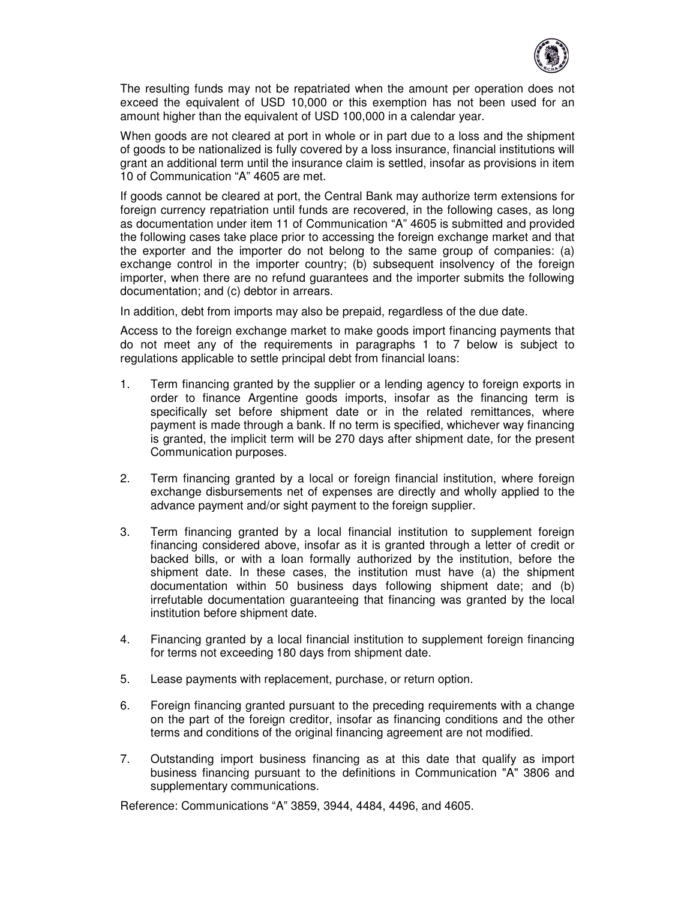The resulting funds may not be repatriated when the amount per operation does not exceed the equivalent of USD 10,000 or this exemption has not been used for an amount higher than the equivalent of USD 100,000 in a calendar year.

When goods are not cleared at port in whole or in part due to a loss and the shipment of goods to be nationalized is fully covered by a loss insurance, financial institutions will grant an additional term until the insurance claim is settled, insofar as provisions in item 10 of Communication “A” 4605 are met.

If goods cannot be cleared at port, the Central Bank may authorize term extensions for foreign currency repatriation until funds are recovered, in the following cases, as long as documentation under item 11 of Communication “A” 4605 is submitted and provided the following cases take place prior to accessing the foreign exchange market and that the exporter and the importer do not belong to the same group of companies: (a) exchange control in the importer country; (b) subsequent insolvency of the foreign importer, when there are no refund guarantees and the importer submits the following documentation; and (c) debtor in arrears.

In addition, debt from imports may also be prepaid, regardless of the due date.

Access to the foreign exchange market to make goods import financing payments that do not meet any of the requirements in paragraphs 1 to 7 below is subject to regulations applicable to settle principal debt from financial loans:

1. Term financing granted by the supplier or a lending agency to foreign exports in order to finance Argentine goods imports, insofar as the financing term is specifically set before shipment date or in the related remittances, where payment is made through a bank. If no term is specified, whichever way financing is granted, the implicit term will be 270 days after shipment date, for the present Communication purposes.

2. Term financing granted by a local or foreign financial institution, where foreign exchange disbursements net of expenses are directly and wholly applied to the advance payment and/or sight payment to the foreign supplier.

3. Term financing granted by a local financial institution to supplement foreign financing considered above, insofar as it is granted through a letter of credit or backed bills, or with a loan formally authorized by the institution, before the shipment date. In these cases, the institution must have (a) the shipment documentation within 50 business days following shipment date; and (b) irrefutable documentation guaranteeing that financing was granted by the local institution before shipment date.

4. Financing granted by a local financial institution to supplement foreign financing for terms not exceeding 180 days from shipment date.

5. Lease payments with replacement, purchase, or return option.

6. Foreign financing granted pursuant to the preceding requirements with a change on the part of the foreign creditor, insofar as financing conditions and the other terms and conditions of the original financing agreement are not modified.

7. Outstanding import business financing as at this date that qualify as import business financing pursuant to the definitions in Communication "A" 3806 and supplementary communications.

Reference: Communications “A” 3859, 3944, 4484, 4496, and 4605.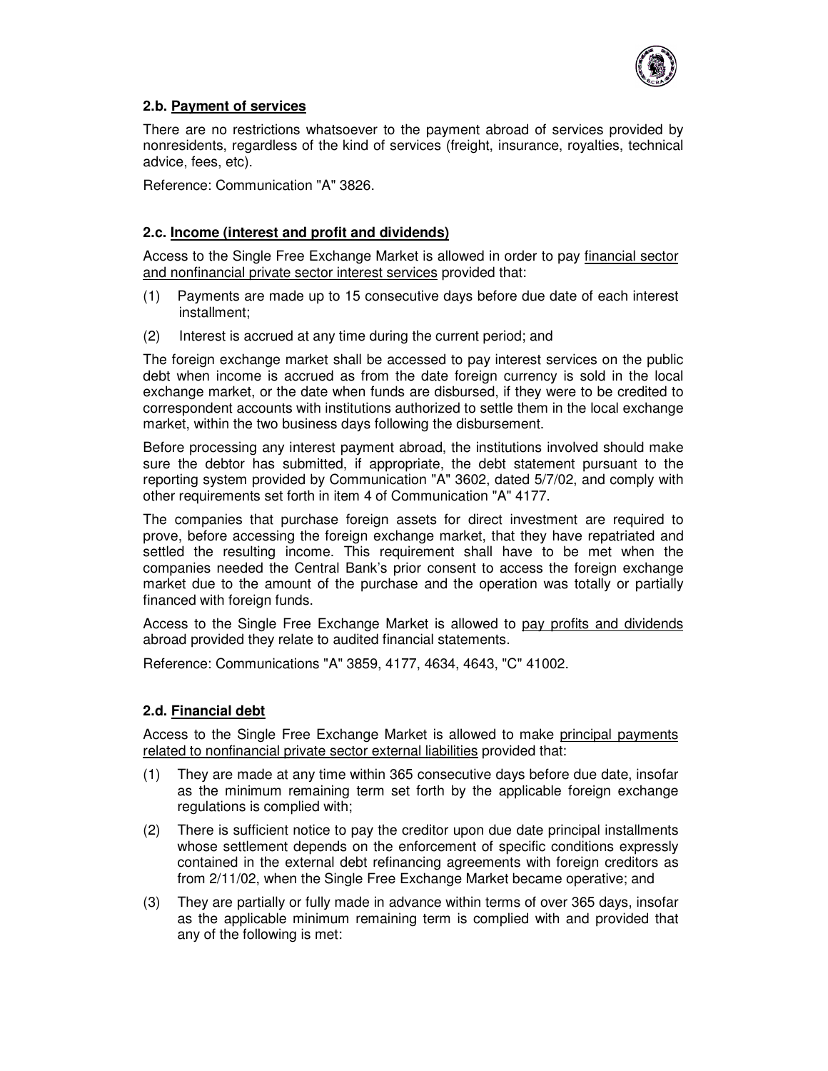### 2.b. Payment of services

There are no restrictions whatsoever to the payment abroad of services provided by nonresidents, regardless of the kind of services (freight, insurance, royalties, technical advice, fees, etc).

Reference: Communication "A" 3826.

### 2.c. Income (interest and profit and dividends)

Access to the Single Free Exchange Market is allowed in order to pay financial sector and nonfinancial private sector interest services provided that:

(1) Payments are made up to 15 consecutive days before due date of each interest installment;

(2) Interest is accrued at any time during the current period; and

The foreign exchange market shall be accessed to pay interest services on the public debt when income is accrued as from the date foreign currency is sold in the local exchange market, or the date when funds are disbursed, if they were to be credited to correspondent accounts with institutions authorized to settle them in the local exchange market, within the two business days following the disbursement.

Before processing any interest payment abroad, the institutions involved should make sure the debtor has submitted, if appropriate, the debt statement pursuant to the reporting system provided by Communication "A" 3602, dated 5/7/02, and comply with other requirements set forth in item 4 of Communication "A" 4177.

The companies that purchase foreign assets for direct investment are required to prove, before accessing the foreign exchange market, that they have repatriated and settled the resulting income. This requirement shall have to be met when the companies needed the Central Bank's prior consent to access the foreign exchange market due to the amount of the purchase and the operation was totally or partially financed with foreign funds.

Access to the Single Free Exchange Market is allowed to pay profits and dividends abroad provided they relate to audited financial statements.

Reference: Communications "A" 3859, 4177, 4634, 4643, "C" 41002.

### 2.d. Financial debt

Access to the Single Free Exchange Market is allowed to make principal payments related to nonfinancial private sector external liabilities provided that:

(1) They are made at any time within 365 consecutive days before due date, insofar as the minimum remaining term set forth by the applicable foreign exchange regulations is complied with;

(2) There is sufficient notice to pay the creditor upon due date principal installments whose settlement depends on the enforcement of specific conditions expressly contained in the external debt refinancing agreements with foreign creditors as from 2/11/02, when the Single Free Exchange Market became operative; and

(3) They are partially or fully made in advance within terms of over 365 days, insofar as the applicable minimum remaining term is complied with and provided that any of the following is met: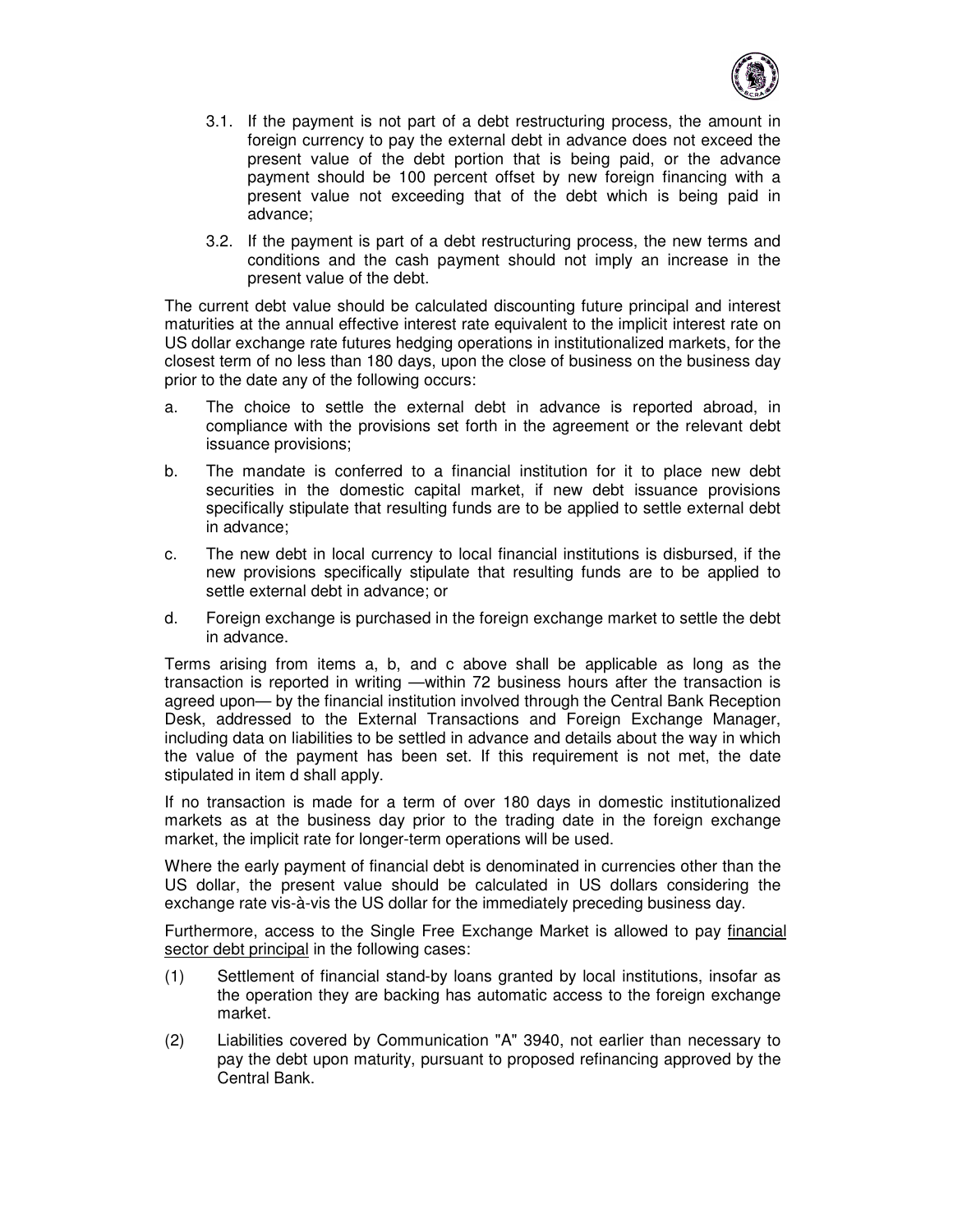3.1. If the payment is not part of a debt restructuring process, the amount in foreign currency to pay the external debt in advance does not exceed the present value of the debt portion that is being paid, or the advance payment should be 100 percent offset by new foreign financing with a present value not exceeding that of the debt which is being paid in advance;

3.2. If the payment is part of a debt restructuring process, the new terms and conditions and the cash payment should not imply an increase in the present value of the debt.

The current debt value should be calculated discounting future principal and interest maturities at the annual effective interest rate equivalent to the implicit interest rate on US dollar exchange rate futures hedging operations in institutionalized markets, for the closest term of no less than 180 days, upon the close of business on the business day prior to the date any of the following occurs:

a. The choice to settle the external debt in advance is reported abroad, in compliance with the provisions set forth in the agreement or the relevant debt issuance provisions;

b. The mandate is conferred to a financial institution for it to place new debt securities in the domestic capital market, if new debt issuance provisions specifically stipulate that resulting funds are to be applied to settle external debt in advance;

c. The new debt in local currency to local financial institutions is disbursed, if the new provisions specifically stipulate that resulting funds are to be applied to settle external debt in advance; or

d. Foreign exchange is purchased in the foreign exchange market to settle the debt in advance.

Terms arising from items a, b, and c above shall be applicable as long as the transaction is reported in writing —within 72 business hours after the transaction is agreed upon— by the financial institution involved through the Central Bank Reception Desk, addressed to the External Transactions and Foreign Exchange Manager, including data on liabilities to be settled in advance and details about the way in which the value of the payment has been set. If this requirement is not met, the date stipulated in item d shall apply.

If no transaction is made for a term of over 180 days in domestic institutionalized markets as at the business day prior to the trading date in the foreign exchange market, the implicit rate for longer-term operations will be used.

Where the early payment of financial debt is denominated in currencies other than the US dollar, the present value should be calculated in US dollars considering the exchange rate vis-à-vis the US dollar for the immediately preceding business day.

Furthermore, access to the Single Free Exchange Market is allowed to pay financial sector debt principal in the following cases:

(1) Settlement of financial stand-by loans granted by local institutions, insofar as the operation they are backing has automatic access to the foreign exchange market.

(2) Liabilities covered by Communication "A" 3940, not earlier than necessary to pay the debt upon maturity, pursuant to proposed refinancing approved by the Central Bank.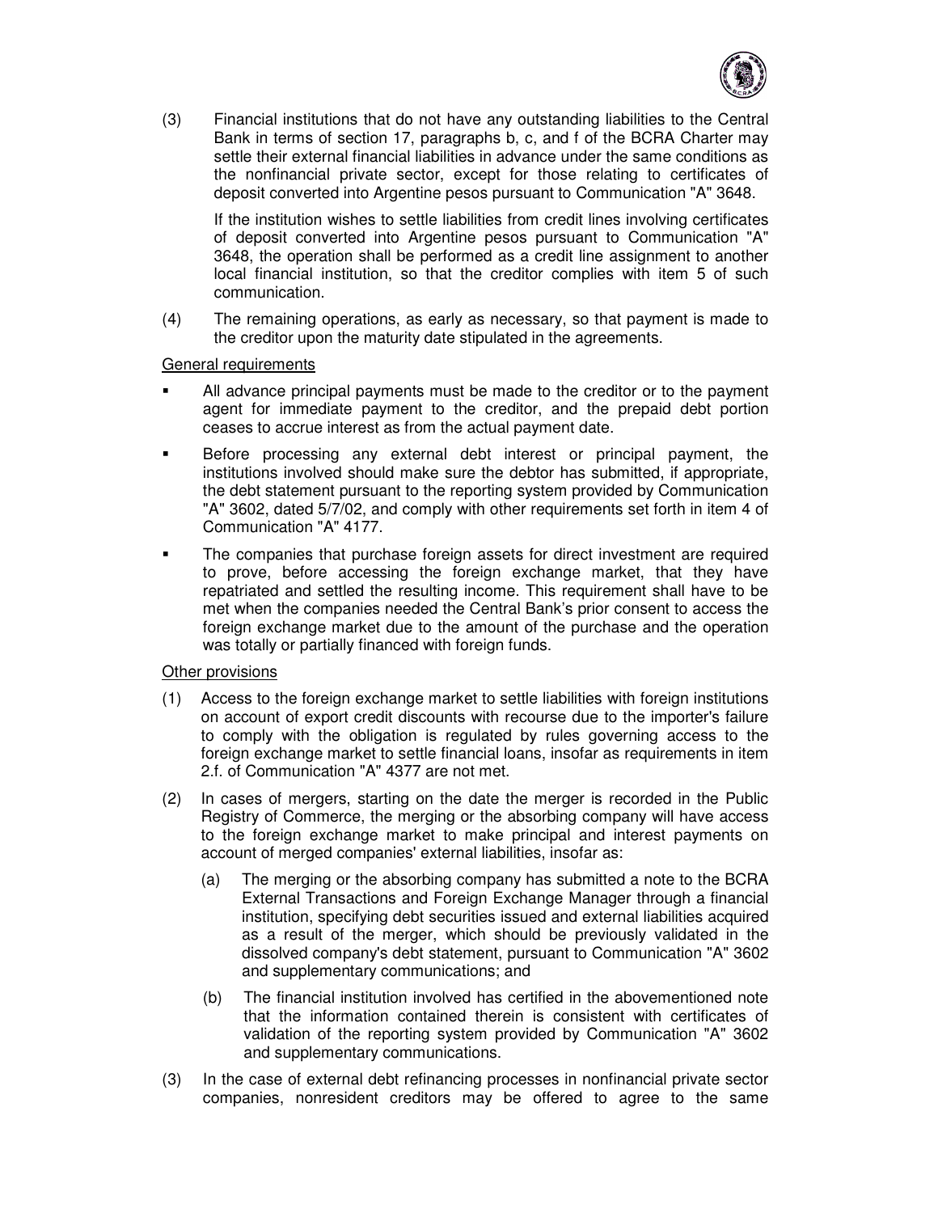(3) Financial institutions that do not have any outstanding liabilities to the Central Bank in terms of section 17, paragraphs b, c, and f of the BCRA Charter may settle their external financial liabilities in advance under the same conditions as the nonfinancial private sector, except for those relating to certificates of deposit converted into Argentine pesos pursuant to Communication "A" 3648.

    If the institution wishes to settle liabilities from credit lines involving certificates of deposit converted into Argentine pesos pursuant to Communication "A" 3648, the operation shall be performed as a credit line assignment to another local financial institution, so that the creditor complies with item 5 of such communication.

(4) The remaining operations, as early as necessary, so that payment is made to the creditor upon the maturity date stipulated in the agreements.

General requirements

- All advance principal payments must be made to the creditor or to the payment agent for immediate payment to the creditor, and the prepaid debt portion ceases to accrue interest as from the actual payment date.
- Before processing any external debt interest or principal payment, the institutions involved should make sure the debtor has submitted, if appropriate, the debt statement pursuant to the reporting system provided by Communication "A" 3602, dated 5/7/02, and comply with other requirements set forth in item 4 of Communication "A" 4177.
- The companies that purchase foreign assets for direct investment are required to prove, before accessing the foreign exchange market, that they have repatriated and settled the resulting income. This requirement shall have to be met when the companies needed the Central Bank's prior consent to access the foreign exchange market due to the amount of the purchase and the operation was totally or partially financed with foreign funds.

Other provisions

(1) Access to the foreign exchange market to settle liabilities with foreign institutions on account of export credit discounts with recourse due to the importer's failure to comply with the obligation is regulated by rules governing access to the foreign exchange market to settle financial loans, insofar as requirements in item 2.f. of Communication "A" 4377 are not met.

(2) In cases of mergers, starting on the date the merger is recorded in the Public Registry of Commerce, the merging or the absorbing company will have access to the foreign exchange market to make principal and interest payments on account of merged companies' external liabilities, insofar as:

    (a) The merging or the absorbing company has submitted a note to the BCRA External Transactions and Foreign Exchange Manager through a financial institution, specifying debt securities issued and external liabilities acquired as a result of the merger, which should be previously validated in the dissolved company's debt statement, pursuant to Communication "A" 3602 and supplementary communications; and

    (b) The financial institution involved has certified in the abovementioned note that the information contained therein is consistent with certificates of validation of the reporting system provided by Communication "A" 3602 and supplementary communications.

(3) In the case of external debt refinancing processes in nonfinancial private sector companies, nonresident creditors may be offered to agree to the same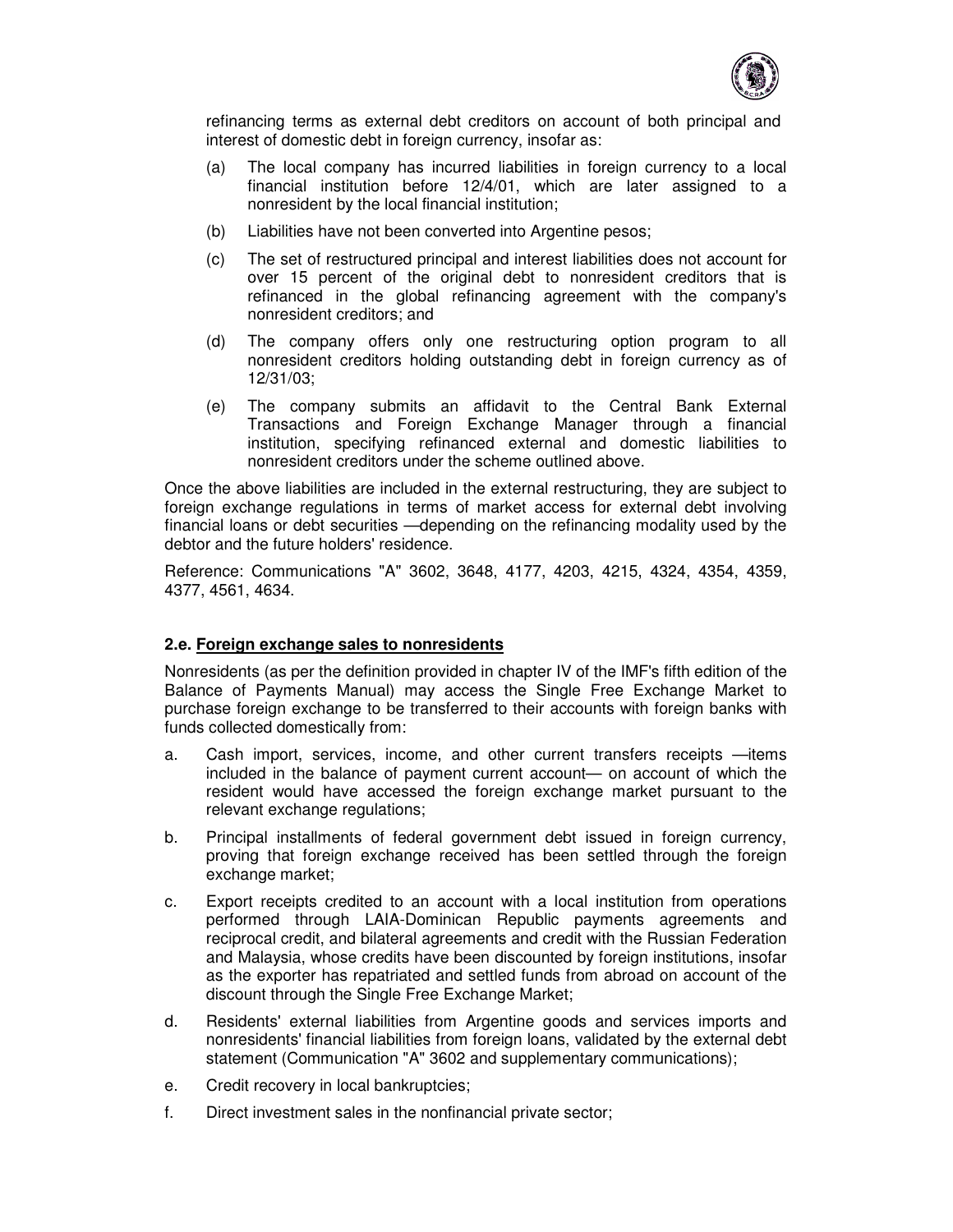refinancing terms as external debt creditors on account of both principal and interest of domestic debt in foreign currency, insofar as:

(a) The local company has incurred liabilities in foreign currency to a local financial institution before 12/4/01, which are later assigned to a nonresident by the local financial institution;

(b) Liabilities have not been converted into Argentine pesos;

(c) The set of restructured principal and interest liabilities does not account for over 15 percent of the original debt to nonresident creditors that is refinanced in the global refinancing agreement with the company's nonresident creditors; and

(d) The company offers only one restructuring option program to all nonresident creditors holding outstanding debt in foreign currency as of 12/31/03;

(e) The company submits an affidavit to the Central Bank External Transactions and Foreign Exchange Manager through a financial institution, specifying refinanced external and domestic liabilities to nonresident creditors under the scheme outlined above.

Once the above liabilities are included in the external restructuring, they are subject to foreign exchange regulations in terms of market access for external debt involving financial loans or debt securities —depending on the refinancing modality used by the debtor and the future holders' residence.

Reference: Communications "A" 3602, 3648, 4177, 4203, 4215, 4324, 4354, 4359, 4377, 4561, 4634.

### 2.e. Foreign exchange sales to nonresidents

Nonresidents (as per the definition provided in chapter IV of the IMF's fifth edition of the Balance of Payments Manual) may access the Single Free Exchange Market to purchase foreign exchange to be transferred to their accounts with foreign banks with funds collected domestically from:

a. Cash import, services, income, and other current transfers receipts —items included in the balance of payment current account— on account of which the resident would have accessed the foreign exchange market pursuant to the relevant exchange regulations;

b. Principal installments of federal government debt issued in foreign currency, proving that foreign exchange received has been settled through the foreign exchange market;

c. Export receipts credited to an account with a local institution from operations performed through LAIA-Dominican Republic payments agreements and reciprocal credit, and bilateral agreements and credit with the Russian Federation and Malaysia, whose credits have been discounted by foreign institutions, insofar as the exporter has repatriated and settled funds from abroad on account of the discount through the Single Free Exchange Market;

d. Residents' external liabilities from Argentine goods and services imports and nonresidents' financial liabilities from foreign loans, validated by the external debt statement (Communication "A" 3602 and supplementary communications);

e. Credit recovery in local bankruptcies;

f. Direct investment sales in the nonfinancial private sector;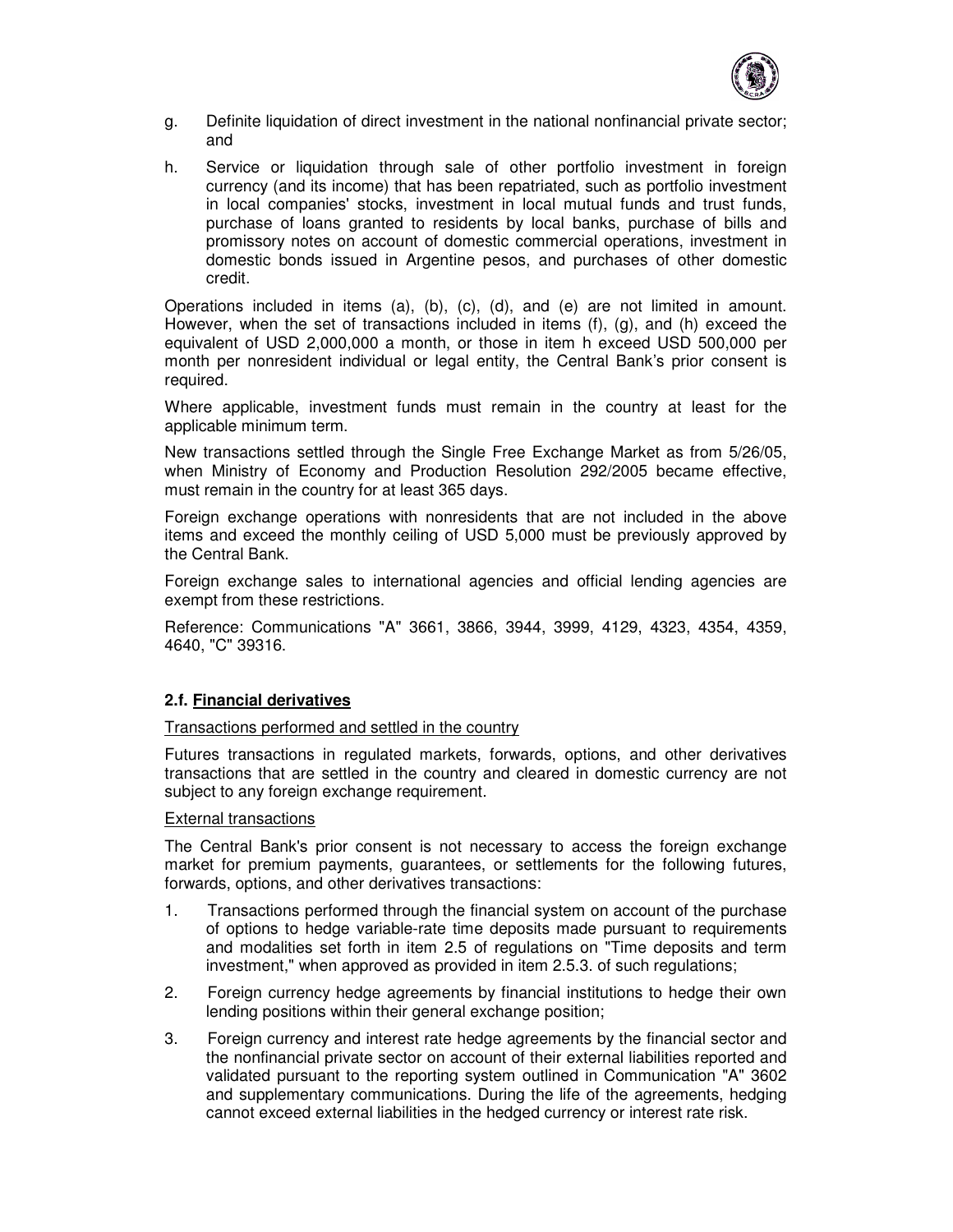g. Definite liquidation of direct investment in the national nonfinancial private sector; and

h. Service or liquidation through sale of other portfolio investment in foreign currency (and its income) that has been repatriated, such as portfolio investment in local companies' stocks, investment in local mutual funds and trust funds, purchase of loans granted to residents by local banks, purchase of bills and promissory notes on account of domestic commercial operations, investment in domestic bonds issued in Argentine pesos, and purchases of other domestic credit.

Operations included in items (a), (b), (c), (d), and (e) are not limited in amount. However, when the set of transactions included in items (f), (g), and (h) exceed the equivalent of USD 2,000,000 a month, or those in item h exceed USD 500,000 per month per nonresident individual or legal entity, the Central Bank's prior consent is required.

Where applicable, investment funds must remain in the country at least for the applicable minimum term.

New transactions settled through the Single Free Exchange Market as from 5/26/05, when Ministry of Economy and Production Resolution 292/2005 became effective, must remain in the country for at least 365 days.

Foreign exchange operations with nonresidents that are not included in the above items and exceed the monthly ceiling of USD 5,000 must be previously approved by the Central Bank.

Foreign exchange sales to international agencies and official lending agencies are exempt from these restrictions.

Reference: Communications "A" 3661, 3866, 3944, 3999, 4129, 4323, 4354, 4359, 4640, "C" 39316.

### 2.f. Financial derivatives

Transactions performed and settled in the country

Futures transactions in regulated markets, forwards, options, and other derivatives transactions that are settled in the country and cleared in domestic currency are not subject to any foreign exchange requirement.

External transactions

The Central Bank's prior consent is not necessary to access the foreign exchange market for premium payments, guarantees, or settlements for the following futures, forwards, options, and other derivatives transactions:

1. Transactions performed through the financial system on account of the purchase of options to hedge variable-rate time deposits made pursuant to requirements and modalities set forth in item 2.5 of regulations on "Time deposits and term investment," when approved as provided in item 2.5.3. of such regulations;
2. Foreign currency hedge agreements by financial institutions to hedge their own lending positions within their general exchange position;
3. Foreign currency and interest rate hedge agreements by the financial sector and the nonfinancial private sector on account of their external liabilities reported and validated pursuant to the reporting system outlined in Communication "A" 3602 and supplementary communications. During the life of the agreements, hedging cannot exceed external liabilities in the hedged currency or interest rate risk.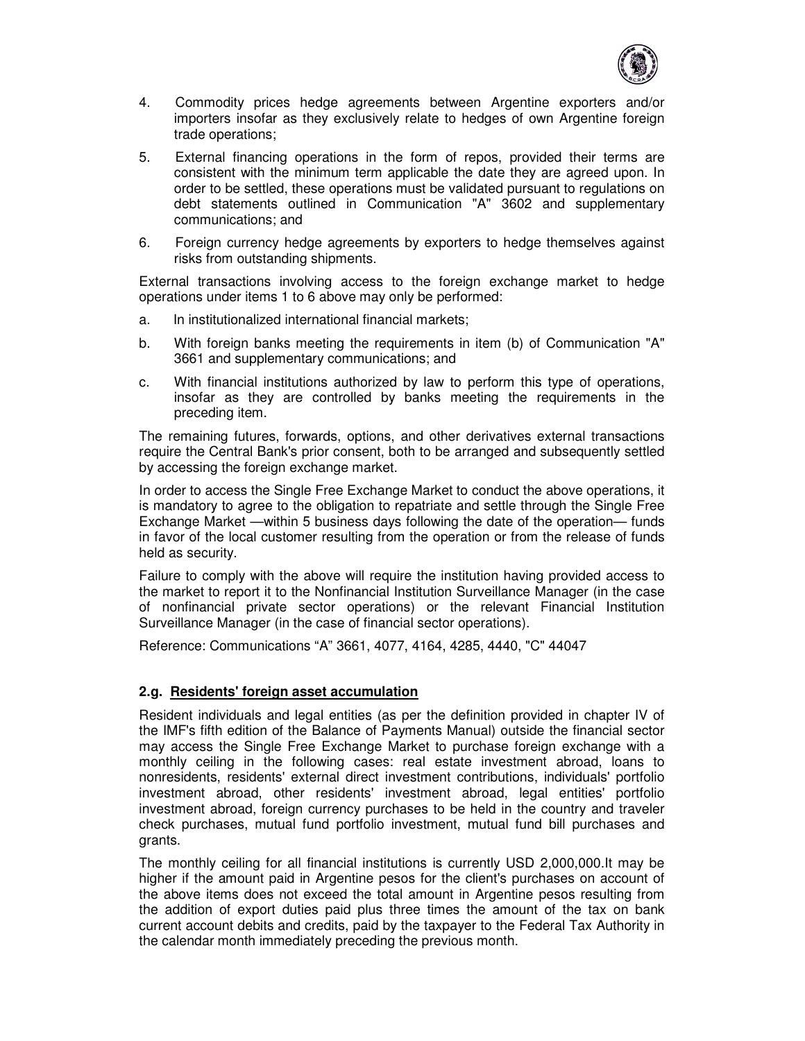4. Commodity prices hedge agreements between Argentine exporters and/or importers insofar as they exclusively relate to hedges of own Argentine foreign trade operations;

5. External financing operations in the form of repos, provided their terms are consistent with the minimum term applicable the date they are agreed upon. In order to be settled, these operations must be validated pursuant to regulations on debt statements outlined in Communication "A" 3602 and supplementary communications; and

6. Foreign currency hedge agreements by exporters to hedge themselves against risks from outstanding shipments.

External transactions involving access to the foreign exchange market to hedge operations under items 1 to 6 above may only be performed:

a. In institutionalized international financial markets;

b. With foreign banks meeting the requirements in item (b) of Communication "A" 3661 and supplementary communications; and

c. With financial institutions authorized by law to perform this type of operations, insofar as they are controlled by banks meeting the requirements in the preceding item.

The remaining futures, forwards, options, and other derivatives external transactions require the Central Bank's prior consent, both to be arranged and subsequently settled by accessing the foreign exchange market.

In order to access the Single Free Exchange Market to conduct the above operations, it is mandatory to agree to the obligation to repatriate and settle through the Single Free Exchange Market —within 5 business days following the date of the operation— funds in favor of the local customer resulting from the operation or from the release of funds held as security.

Failure to comply with the above will require the institution having provided access to the market to report it to the Nonfinancial Institution Surveillance Manager (in the case of nonfinancial private sector operations) or the relevant Financial Institution Surveillance Manager (in the case of financial sector operations).

Reference: Communications “A” 3661, 4077, 4164, 4285, 4440, "C" 44047

### 2.g. Residents' foreign asset accumulation

Resident individuals and legal entities (as per the definition provided in chapter IV of the IMF's fifth edition of the Balance of Payments Manual) outside the financial sector may access the Single Free Exchange Market to purchase foreign exchange with a monthly ceiling in the following cases: real estate investment abroad, loans to nonresidents, residents' external direct investment contributions, individuals' portfolio investment abroad, other residents' investment abroad, legal entities' portfolio investment abroad, foreign currency purchases to be held in the country and traveler check purchases, mutual fund portfolio investment, mutual fund bill purchases and grants.

The monthly ceiling for all financial institutions is currently USD 2,000,000.It may be higher if the amount paid in Argentine pesos for the client's purchases on account of the above items does not exceed the total amount in Argentine pesos resulting from the addition of export duties paid plus three times the amount of the tax on bank current account debits and credits, paid by the taxpayer to the Federal Tax Authority in the calendar month immediately preceding the previous month.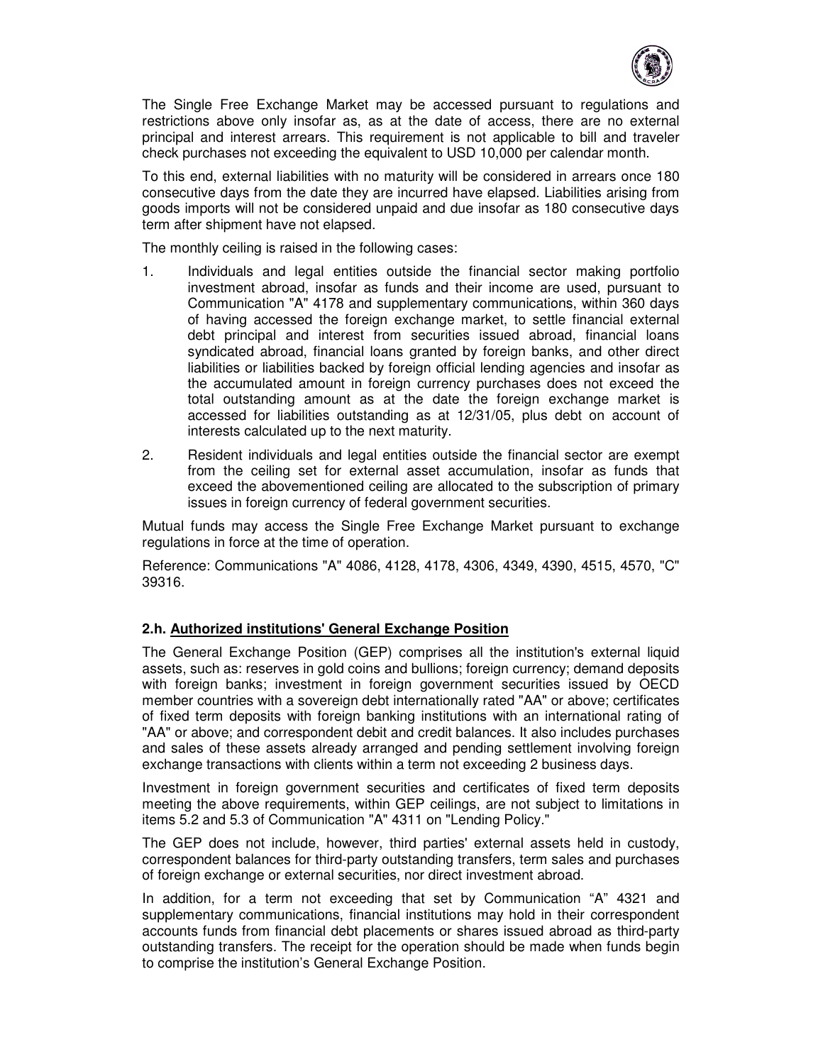The Single Free Exchange Market may be accessed pursuant to regulations and restrictions above only insofar as, as at the date of access, there are no external principal and interest arrears. This requirement is not applicable to bill and traveler check purchases not exceeding the equivalent to USD 10,000 per calendar month.

To this end, external liabilities with no maturity will be considered in arrears once 180 consecutive days from the date they are incurred have elapsed. Liabilities arising from goods imports will not be considered unpaid and due insofar as 180 consecutive days term after shipment have not elapsed.

The monthly ceiling is raised in the following cases:

1. Individuals and legal entities outside the financial sector making portfolio investment abroad, insofar as funds and their income are used, pursuant to Communication "A" 4178 and supplementary communications, within 360 days of having accessed the foreign exchange market, to settle financial external debt principal and interest from securities issued abroad, financial loans syndicated abroad, financial loans granted by foreign banks, and other direct liabilities or liabilities backed by foreign official lending agencies and insofar as the accumulated amount in foreign currency purchases does not exceed the total outstanding amount as at the date the foreign exchange market is accessed for liabilities outstanding as at 12/31/05, plus debt on account of interests calculated up to the next maturity.
2. Resident individuals and legal entities outside the financial sector are exempt from the ceiling set for external asset accumulation, insofar as funds that exceed the abovementioned ceiling are allocated to the subscription of primary issues in foreign currency of federal government securities.

Mutual funds may access the Single Free Exchange Market pursuant to exchange regulations in force at the time of operation.

Reference: Communications "A" 4086, 4128, 4178, 4306, 4349, 4390, 4515, 4570, "C" 39316.

### 2.h. Authorized institutions' General Exchange Position

The General Exchange Position (GEP) comprises all the institution's external liquid assets, such as: reserves in gold coins and bullions; foreign currency; demand deposits with foreign banks; investment in foreign government securities issued by OECD member countries with a sovereign debt internationally rated "AA" or above; certificates of fixed term deposits with foreign banking institutions with an international rating of "AA" or above; and correspondent debit and credit balances. It also includes purchases and sales of these assets already arranged and pending settlement involving foreign exchange transactions with clients within a term not exceeding 2 business days.

Investment in foreign government securities and certificates of fixed term deposits meeting the above requirements, within GEP ceilings, are not subject to limitations in items 5.2 and 5.3 of Communication "A" 4311 on "Lending Policy."

The GEP does not include, however, third parties' external assets held in custody, correspondent balances for third-party outstanding transfers, term sales and purchases of foreign exchange or external securities, nor direct investment abroad.

In addition, for a term not exceeding that set by Communication "A" 4321 and supplementary communications, financial institutions may hold in their correspondent accounts funds from financial debt placements or shares issued abroad as third-party outstanding transfers. The receipt for the operation should be made when funds begin to comprise the institution's General Exchange Position.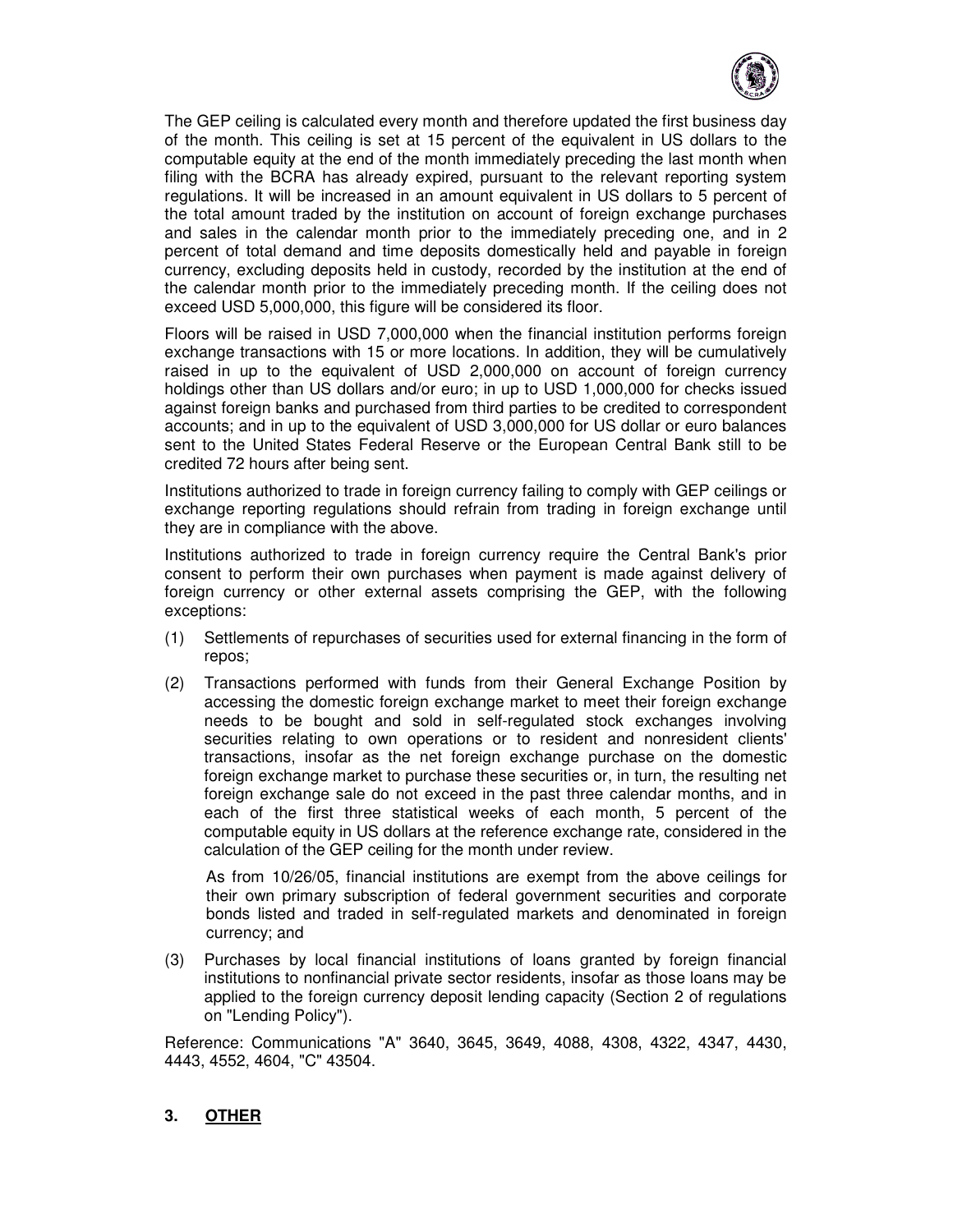The GEP ceiling is calculated every month and therefore updated the first business day of the month. This ceiling is set at 15 percent of the equivalent in US dollars to the computable equity at the end of the month immediately preceding the last month when filing with the BCRA has already expired, pursuant to the relevant reporting system regulations. It will be increased in an amount equivalent in US dollars to 5 percent of the total amount traded by the institution on account of foreign exchange purchases and sales in the calendar month prior to the immediately preceding one, and in 2 percent of total demand and time deposits domestically held and payable in foreign currency, excluding deposits held in custody, recorded by the institution at the end of the calendar month prior to the immediately preceding month. If the ceiling does not exceed USD 5,000,000, this figure will be considered its floor.

Floors will be raised in USD 7,000,000 when the financial institution performs foreign exchange transactions with 15 or more locations. In addition, they will be cumulatively raised in up to the equivalent of USD 2,000,000 on account of foreign currency holdings other than US dollars and/or euro; in up to USD 1,000,000 for checks issued against foreign banks and purchased from third parties to be credited to correspondent accounts; and in up to the equivalent of USD 3,000,000 for US dollar or euro balances sent to the United States Federal Reserve or the European Central Bank still to be credited 72 hours after being sent.

Institutions authorized to trade in foreign currency failing to comply with GEP ceilings or exchange reporting regulations should refrain from trading in foreign exchange until they are in compliance with the above.

Institutions authorized to trade in foreign currency require the Central Bank's prior consent to perform their own purchases when payment is made against delivery of foreign currency or other external assets comprising the GEP, with the following exceptions:

(1) Settlements of repurchases of securities used for external financing in the form of repos;

(2) Transactions performed with funds from their General Exchange Position by accessing the domestic foreign exchange market to meet their foreign exchange needs to be bought and sold in self-regulated stock exchanges involving securities relating to own operations or to resident and nonresident clients' transactions, insofar as the net foreign exchange purchase on the domestic foreign exchange market to purchase these securities or, in turn, the resulting net foreign exchange sale do not exceed in the past three calendar months, and in each of the first three statistical weeks of each month, 5 percent of the computable equity in US dollars at the reference exchange rate, considered in the calculation of the GEP ceiling for the month under review.

    As from 10/26/05, financial institutions are exempt from the above ceilings for their own primary subscription of federal government securities and corporate bonds listed and traded in self-regulated markets and denominated in foreign currency; and

(3) Purchases by local financial institutions of loans granted by foreign financial institutions to nonfinancial private sector residents, insofar as those loans may be applied to the foreign currency deposit lending capacity (Section 2 of regulations on "Lending Policy").

Reference: Communications "A" 3640, 3645, 3649, 4088, 4308, 4322, 4347, 4430, 4443, 4552, 4604, "C" 43504.

## 3. OTHER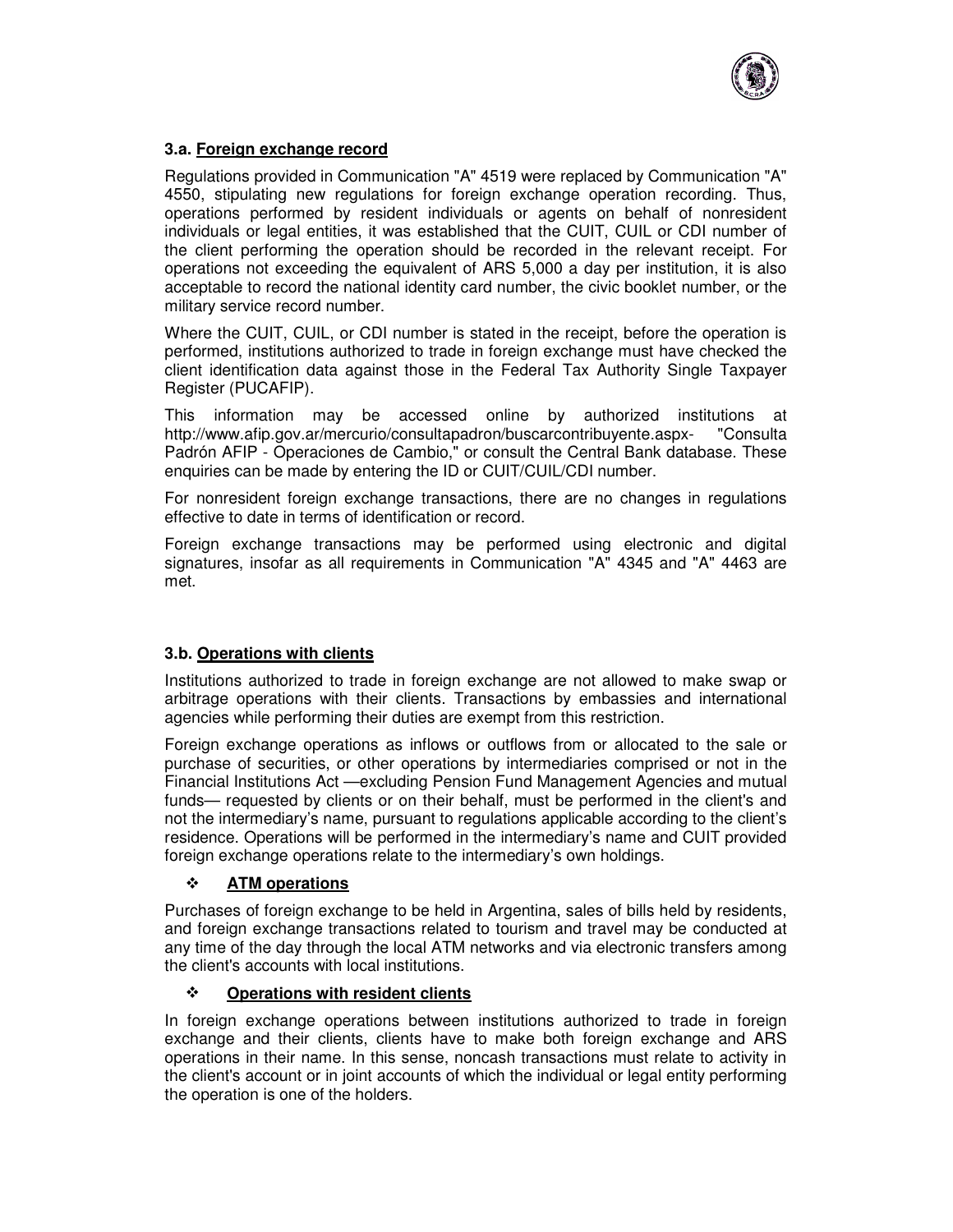### 3.a. Foreign exchange record

Regulations provided in Communication "A" 4519 were replaced by Communication "A" 4550, stipulating new regulations for foreign exchange operation recording. Thus, operations performed by resident individuals or agents on behalf of nonresident individuals or legal entities, it was established that the CUIT, CUIL or CDI number of the client performing the operation should be recorded in the relevant receipt. For operations not exceeding the equivalent of ARS 5,000 a day per institution, it is also acceptable to record the national identity card number, the civic booklet number, or the military service record number.

Where the CUIT, CUIL, or CDI number is stated in the receipt, before the operation is performed, institutions authorized to trade in foreign exchange must have checked the client identification data against those in the Federal Tax Authority Single Taxpayer Register (PUCAFIP).

This information may be accessed online by authorized institutions at http://www.afip.gov.ar/mercurio/consultapadron/buscarcontribuyente.aspx- "Consulta Padrón AFIP - Operaciones de Cambio," or consult the Central Bank database. These enquiries can be made by entering the ID or CUIT/CUIL/CDI number.

For nonresident foreign exchange transactions, there are no changes in regulations effective to date in terms of identification or record.

Foreign exchange transactions may be performed using electronic and digital signatures, insofar as all requirements in Communication "A" 4345 and "A" 4463 are met.

### 3.b. Operations with clients

Institutions authorized to trade in foreign exchange are not allowed to make swap or arbitrage operations with their clients. Transactions by embassies and international agencies while performing their duties are exempt from this restriction.

Foreign exchange operations as inflows or outflows from or allocated to the sale or purchase of securities, or other operations by intermediaries comprised or not in the Financial Institutions Act —excluding Pension Fund Management Agencies and mutual funds— requested by clients or on their behalf, must be performed in the client's and not the intermediary's name, pursuant to regulations applicable according to the client's residence. Operations will be performed in the intermediary's name and CUIT provided foreign exchange operations relate to the intermediary's own holdings.

- **ATM operations**

Purchases of foreign exchange to be held in Argentina, sales of bills held by residents, and foreign exchange transactions related to tourism and travel may be conducted at any time of the day through the local ATM networks and via electronic transfers among the client's accounts with local institutions.

- **Operations with resident clients**

In foreign exchange operations between institutions authorized to trade in foreign exchange and their clients, clients have to make both foreign exchange and ARS operations in their name. In this sense, noncash transactions must relate to activity in the client's account or in joint accounts of which the individual or legal entity performing the operation is one of the holders.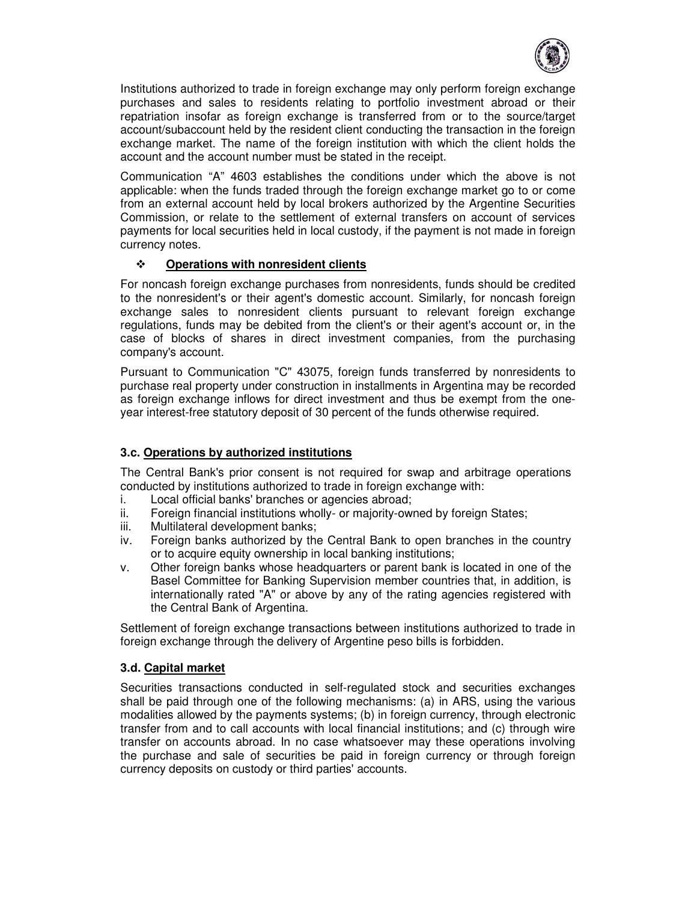Institutions authorized to trade in foreign exchange may only perform foreign exchange purchases and sales to residents relating to portfolio investment abroad or their repatriation insofar as foreign exchange is transferred from or to the source/target account/subaccount held by the resident client conducting the transaction in the foreign exchange market. The name of the foreign institution with which the client holds the account and the account number must be stated in the receipt.

Communication "A" 4603 establishes the conditions under which the above is not applicable: when the funds traded through the foreign exchange market go to or come from an external account held by local brokers authorized by the Argentine Securities Commission, or relate to the settlement of external transfers on account of services payments for local securities held in local custody, if the payment is not made in foreign currency notes.

- **Operations with nonresident clients**

For noncash foreign exchange purchases from nonresidents, funds should be credited to the nonresident's or their agent's domestic account. Similarly, for noncash foreign exchange sales to nonresident clients pursuant to relevant foreign exchange regulations, funds may be debited from the client's or their agent's account or, in the case of blocks of shares in direct investment companies, from the purchasing company's account.

Pursuant to Communication "C" 43075, foreign funds transferred by nonresidents to purchase real property under construction in installments in Argentina may be recorded as foreign exchange inflows for direct investment and thus be exempt from the one-year interest-free statutory deposit of 30 percent of the funds otherwise required.

### 3.c. Operations by authorized institutions

The Central Bank's prior consent is not required for swap and arbitrage operations conducted by institutions authorized to trade in foreign exchange with:

i. Local official banks' branches or agencies abroad;
ii. Foreign financial institutions wholly- or majority-owned by foreign States;
iii. Multilateral development banks;
iv. Foreign banks authorized by the Central Bank to open branches in the country or to acquire equity ownership in local banking institutions;
v. Other foreign banks whose headquarters or parent bank is located in one of the Basel Committee for Banking Supervision member countries that, in addition, is internationally rated "A" or above by any of the rating agencies registered with the Central Bank of Argentina.

Settlement of foreign exchange transactions between institutions authorized to trade in foreign exchange through the delivery of Argentine peso bills is forbidden.

### 3.d. Capital market

Securities transactions conducted in self-regulated stock and securities exchanges shall be paid through one of the following mechanisms: (a) in ARS, using the various modalities allowed by the payments systems; (b) in foreign currency, through electronic transfer from and to call accounts with local financial institutions; and (c) through wire transfer on accounts abroad. In no case whatsoever may these operations involving the purchase and sale of securities be paid in foreign currency or through foreign currency deposits on custody or third parties' accounts.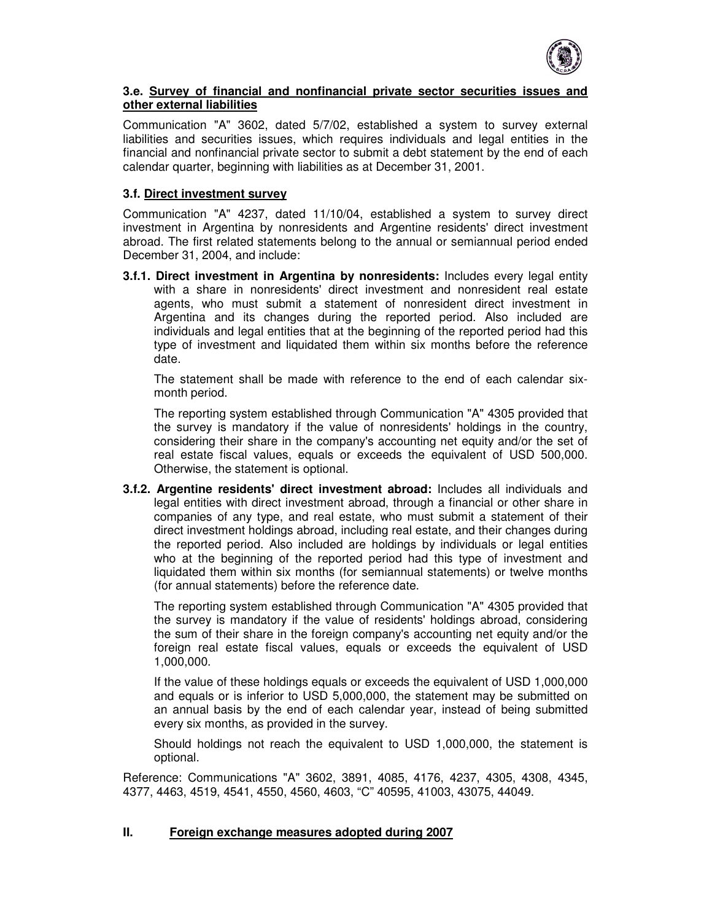### 3.e. Survey of financial and nonfinancial private sector securities issues and other external liabilities

Communication "A" 3602, dated 5/7/02, established a system to survey external liabilities and securities issues, which requires individuals and legal entities in the financial and nonfinancial private sector to submit a debt statement by the end of each calendar quarter, beginning with liabilities as at December 31, 2001.

### 3.f. Direct investment survey

Communication "A" 4237, dated 11/10/04, established a system to survey direct investment in Argentina by nonresidents and Argentine residents' direct investment abroad. The first related statements belong to the annual or semiannual period ended December 31, 2004, and include:

**3.f.1. Direct investment in Argentina by nonresidents:** Includes every legal entity with a share in nonresidents' direct investment and nonresident real estate agents, who must submit a statement of nonresident direct investment in Argentina and its changes during the reported period. Also included are individuals and legal entities that at the beginning of the reported period had this type of investment and liquidated them within six months before the reference date.

The statement shall be made with reference to the end of each calendar six-month period.

The reporting system established through Communication "A" 4305 provided that the survey is mandatory if the value of nonresidents' holdings in the country, considering their share in the company's accounting net equity and/or the set of real estate fiscal values, equals or exceeds the equivalent of USD 500,000. Otherwise, the statement is optional.

**3.f.2. Argentine residents' direct investment abroad:** Includes all individuals and legal entities with direct investment abroad, through a financial or other share in companies of any type, and real estate, who must submit a statement of their direct investment holdings abroad, including real estate, and their changes during the reported period. Also included are holdings by individuals or legal entities who at the beginning of the reported period had this type of investment and liquidated them within six months (for semiannual statements) or twelve months (for annual statements) before the reference date.

The reporting system established through Communication "A" 4305 provided that the survey is mandatory if the value of residents' holdings abroad, considering the sum of their share in the foreign company's accounting net equity and/or the foreign real estate fiscal values, equals or exceeds the equivalent of USD 1,000,000.

If the value of these holdings equals or exceeds the equivalent of USD 1,000,000 and equals or is inferior to USD 5,000,000, the statement may be submitted on an annual basis by the end of each calendar year, instead of being submitted every six months, as provided in the survey.

Should holdings not reach the equivalent to USD 1,000,000, the statement is optional.

Reference: Communications "A" 3602, 3891, 4085, 4176, 4237, 4305, 4308, 4345, 4377, 4463, 4519, 4541, 4550, 4560, 4603, "C" 40595, 41003, 43075, 44049.

## II. Foreign exchange measures adopted during 2007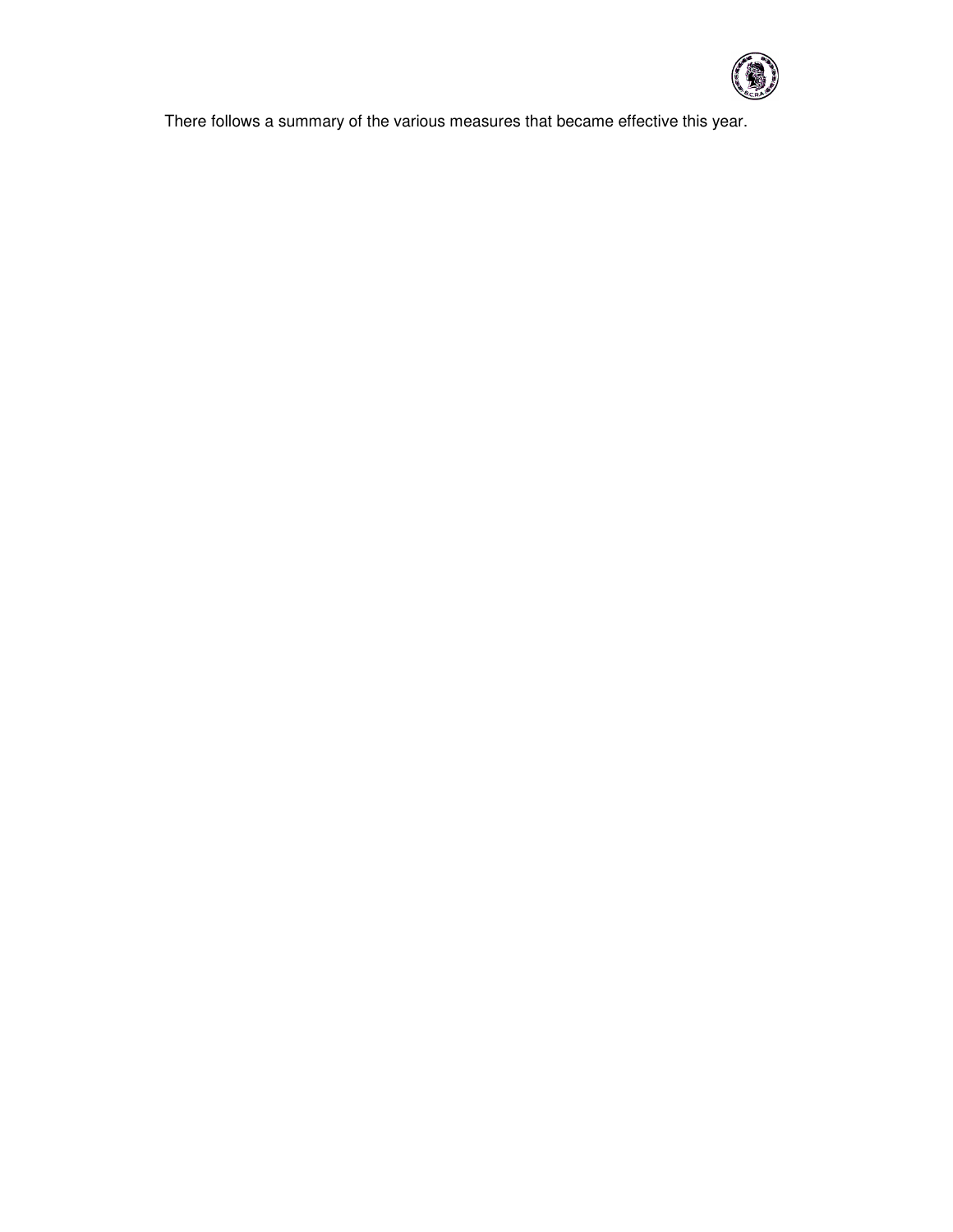There follows a summary of the various measures that became effective this year.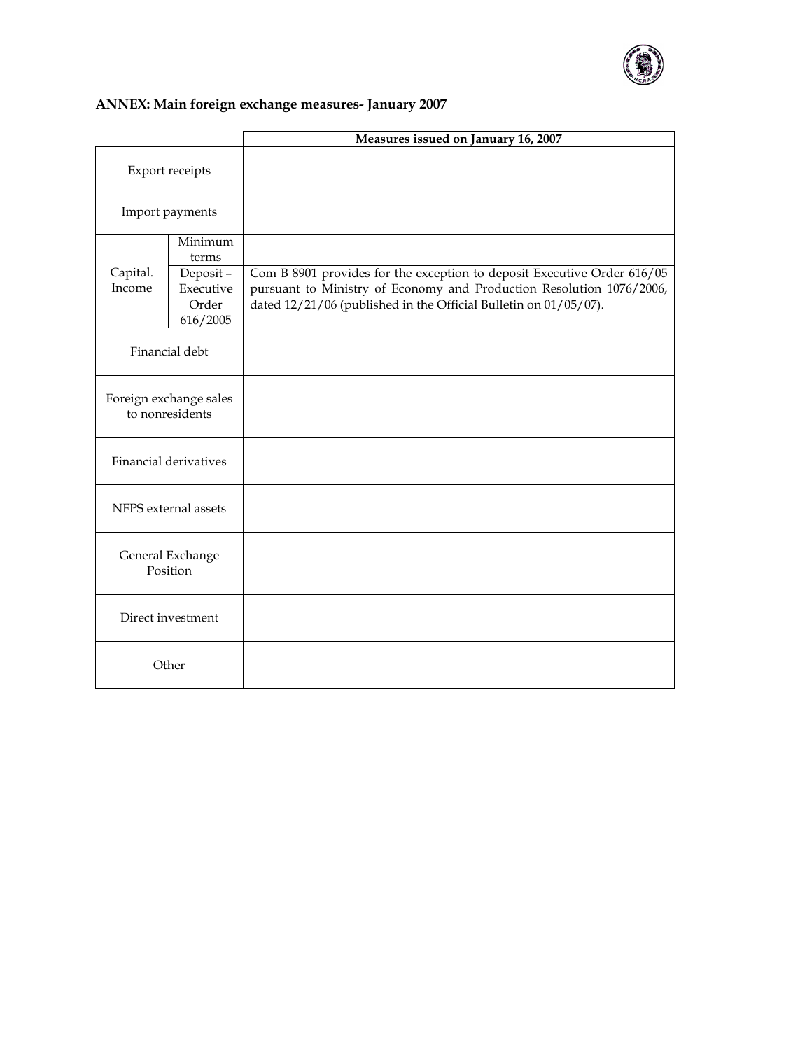**ANNEX: Main foreign exchange measures- January 2007**

| | | Measures issued on January 16, 2007 |
|---|---|---|
| Export receipts | | |
| Import payments | | |
| Capital. Income | Minimum terms | |
| | Deposit – Executive Order 616/2005 | Com B 8901 provides for the exception to deposit Executive Order 616/05 pursuant to Ministry of Economy and Production Resolution 1076/2006, dated 12/21/06 (published in the Official Bulletin on 01/05/07). |
| Financial debt | | |
| Foreign exchange sales to nonresidents | | |
| Financial derivatives | | |
| NFPS external assets | | |
| General Exchange Position | | |
| Direct investment | | |
| Other | | |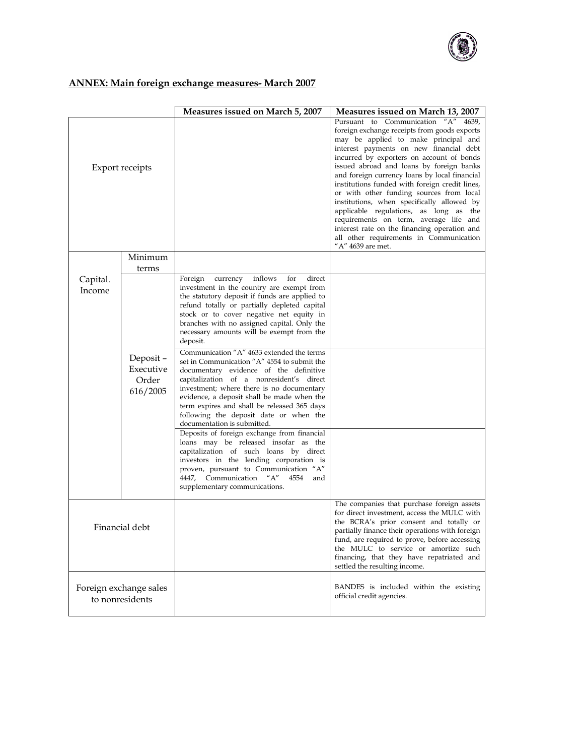## ANNEX: Main foreign exchange measures- March 2007

| | | Measures issued on March 5, 2007 | Measures issued on March 13, 2007 |
|---|---|---|---|
| Export receipts | | | Pursuant to Communication "A" 4639, foreign exchange receipts from goods exports may be applied to make principal and interest payments on new financial debt incurred by exporters on account of bonds issued abroad and loans by foreign banks and foreign currency loans by local financial institutions funded with foreign credit lines, or with other funding sources from local institutions, when specifically allowed by applicable regulations, as long as the requirements on term, average life and interest rate on the financing operation and all other requirements in Communication "A" 4639 are met. |
| Capital. Income | Minimum terms | | |
| | Deposit – Executive Order 616/2005 | Foreign currency inflows for direct investment in the country are exempt from the statutory deposit if funds are applied to refund totally or partially depleted capital stock or to cover negative net equity in branches with no assigned capital. Only the necessary amounts will be exempt from the deposit. | |
| | | Communication "A" 4633 extended the terms set in Communication "A" 4554 to submit the documentary evidence of the definitive capitalization of a nonresident's direct investment; where there is no documentary evidence, a deposit shall be made when the term expires and shall be released 365 days following the deposit date or when the documentation is submitted. | |
| | | Deposits of foreign exchange from financial loans may be released insofar as the capitalization of such loans by direct investors in the lending corporation is proven, pursuant to Communication "A" 4447, Communication "A" 4554 and supplementary communications. | |
| Financial debt | | | The companies that purchase foreign assets for direct investment, access the MULC with the BCRA's prior consent and totally or partially finance their operations with foreign fund, are required to prove, before accessing the MULC to service or amortize such financing, that they have repatriated and settled the resulting income. |
| Foreign exchange sales to nonresidents | | | BANDES is included within the existing official credit agencies. |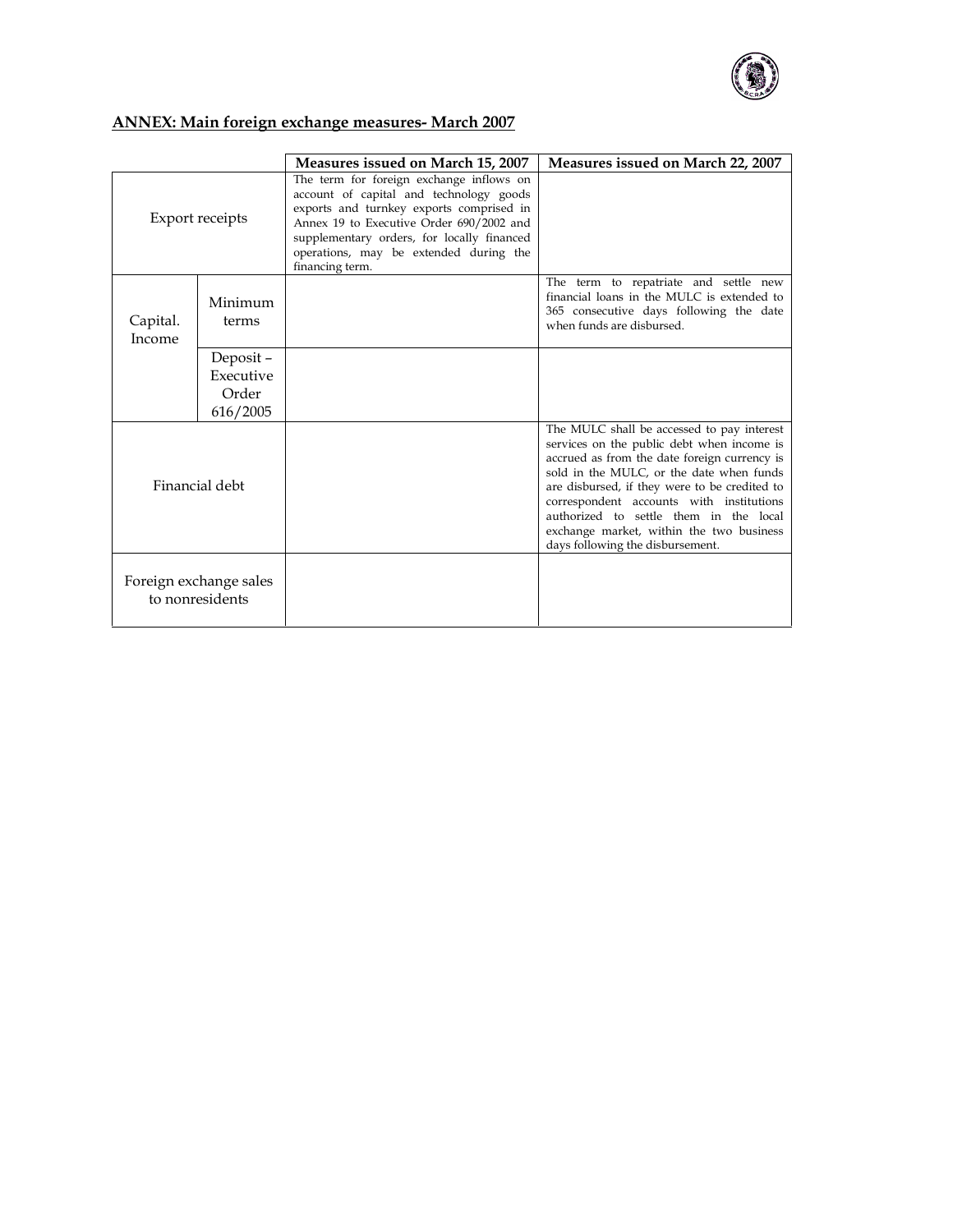## ANNEX: Main foreign exchange measures- March 2007

| | | Measures issued on March 15, 2007 | Measures issued on March 22, 2007 |
|---|---|---|---|
| Export receipts | | The term for foreign exchange inflows on account of capital and technology goods exports and turnkey exports comprised in Annex 19 to Executive Order 690/2002 and supplementary orders, for locally financed operations, may be extended during the financing term. | |
| Capital. Income | Minimum terms | | The term to repatriate and settle new financial loans in the MULC is extended to 365 consecutive days following the date when funds are disbursed. |
| | Deposit – Executive Order 616/2005 | | |
| Financial debt | | | The MULC shall be accessed to pay interest services on the public debt when income is accrued as from the date foreign currency is sold in the MULC, or the date when funds are disbursed, if they were to be credited to correspondent accounts with institutions authorized to settle them in the local exchange market, within the two business days following the disbursement. |
| Foreign exchange sales to nonresidents | | | |